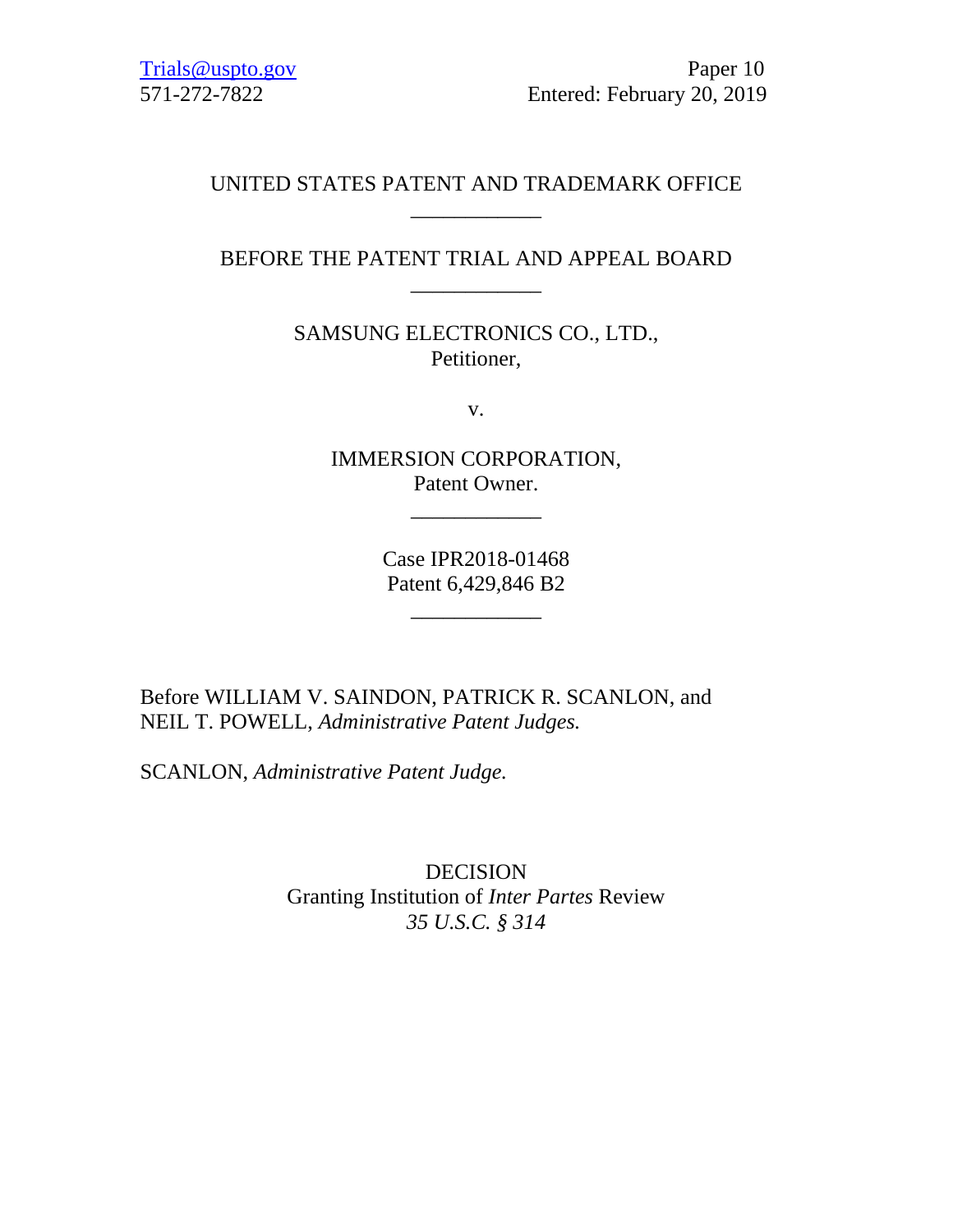Trials@uspto.gov
571-272-7822

Paper 10
Entered: February 20, 2019

UNITED STATES PATENT AND TRADEMARK OFFICE

---

BEFORE THE PATENT TRIAL AND APPEAL BOARD

---

SAMSUNG ELECTRONICS CO., LTD.,
Petitioner,

v.

IMMERSION CORPORATION,
Patent Owner.

---

Case IPR2018-01468
Patent 6,429,846 B2

---

Before WILLIAM V. SAINDON, PATRICK R. SCANLON, and NEIL T. POWELL, *Administrative Patent Judges.*

SCANLON, *Administrative Patent Judge.*

DECISION
Granting Institution of *Inter Partes* Review
*35 U.S.C. § 314*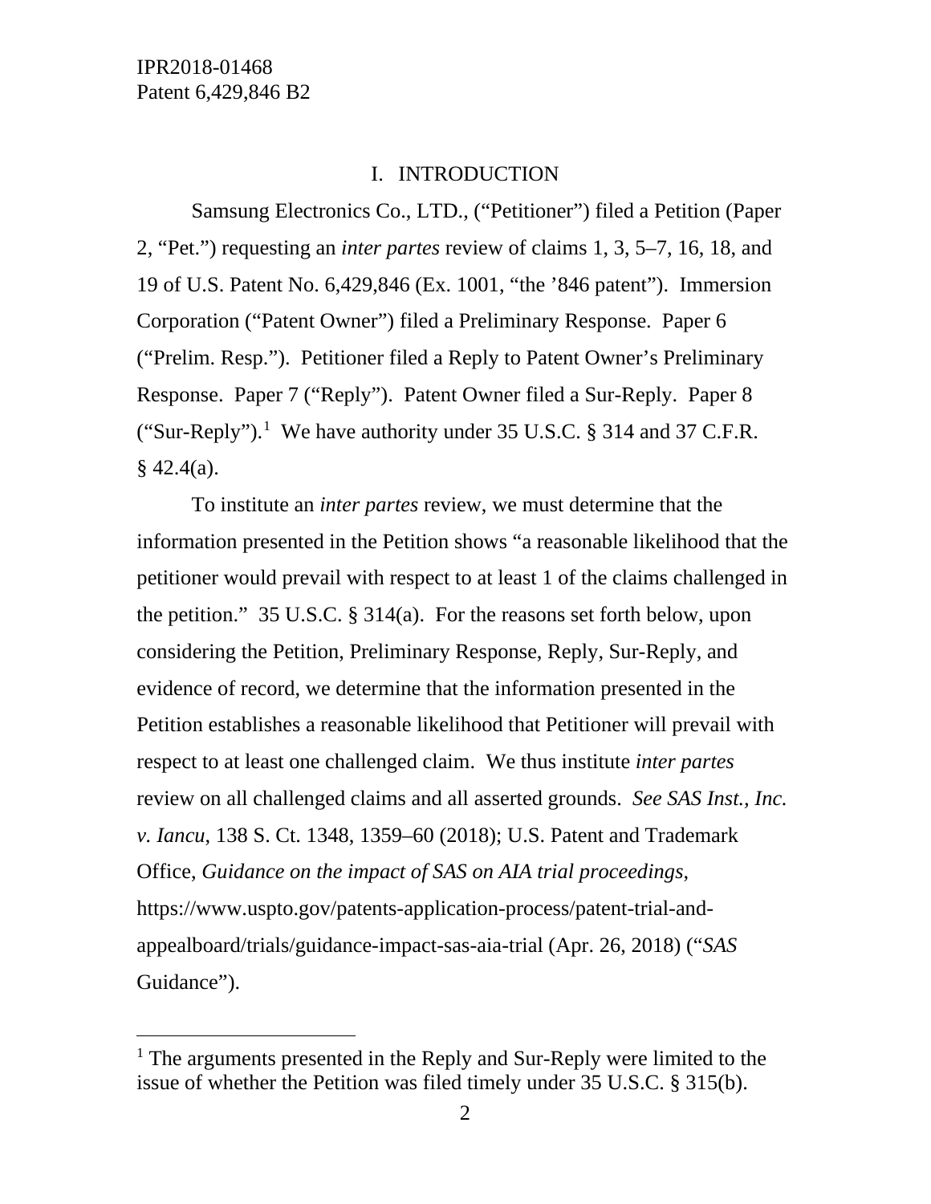# I. INTRODUCTION

Samsung Electronics Co., LTD., ("Petitioner") filed a Petition (Paper 2, "Pet.") requesting an *inter partes* review of claims 1, 3, 5–7, 16, 18, and 19 of U.S. Patent No. 6,429,846 (Ex. 1001, "the '846 patent"). Immersion Corporation ("Patent Owner") filed a Preliminary Response. Paper 6 ("Prelim. Resp."). Petitioner filed a Reply to Patent Owner's Preliminary Response. Paper 7 ("Reply"). Patent Owner filed a Sur-Reply. Paper 8 ("Sur-Reply").[1] We have authority under 35 U.S.C. § 314 and 37 C.F.R. § 42.4(a).

To institute an *inter partes* review, we must determine that the information presented in the Petition shows "a reasonable likelihood that the petitioner would prevail with respect to at least 1 of the claims challenged in the petition." 35 U.S.C. § 314(a). For the reasons set forth below, upon considering the Petition, Preliminary Response, Reply, Sur-Reply, and evidence of record, we determine that the information presented in the Petition establishes a reasonable likelihood that Petitioner will prevail with respect to at least one challenged claim. We thus institute *inter partes* review on all challenged claims and all asserted grounds. *See SAS Inst., Inc. v. Iancu*, 138 S. Ct. 1348, 1359–60 (2018); U.S. Patent and Trademark Office, *Guidance on the impact of SAS on AIA trial proceedings*, https://www.uspto.gov/patents-application-process/patent-trial-and-appealboard/trials/guidance-impact-sas-aia-trial (Apr. 26, 2018) ("*SAS* Guidance").

---

[1] The arguments presented in the Reply and Sur-Reply were limited to the issue of whether the Petition was filed timely under 35 U.S.C. § 315(b).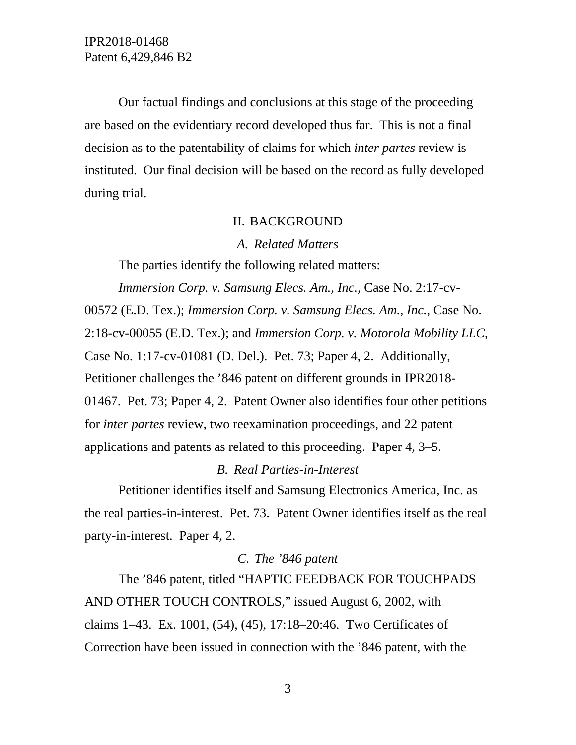Our factual findings and conclusions at this stage of the proceeding are based on the evidentiary record developed thus far. This is not a final decision as to the patentability of claims for which *inter partes* review is instituted. Our final decision will be based on the record as fully developed during trial.

## II. BACKGROUND

### *A. Related Matters*

The parties identify the following related matters:

*Immersion Corp. v. Samsung Elecs. Am., Inc.*, Case No. 2:17-cv-00572 (E.D. Tex.); *Immersion Corp. v. Samsung Elecs. Am., Inc.*, Case No. 2:18-cv-00055 (E.D. Tex.); and *Immersion Corp. v. Motorola Mobility LLC*, Case No. 1:17-cv-01081 (D. Del.). Pet. 73; Paper 4, 2. Additionally, Petitioner challenges the ’846 patent on different grounds in IPR2018-01467. Pet. 73; Paper 4, 2. Patent Owner also identifies four other petitions for *inter partes* review, two reexamination proceedings, and 22 patent applications and patents as related to this proceeding. Paper 4, 3–5.

### *B. Real Parties-in-Interest*

Petitioner identifies itself and Samsung Electronics America, Inc. as the real parties-in-interest. Pet. 73. Patent Owner identifies itself as the real party-in-interest. Paper 4, 2.

### *C. The ’846 patent*

The ’846 patent, titled “HAPTIC FEEDBACK FOR TOUCHPADS AND OTHER TOUCH CONTROLS,” issued August 6, 2002, with claims 1–43. Ex. 1001, (54), (45), 17:18–20:46. Two Certificates of Correction have been issued in connection with the ’846 patent, with the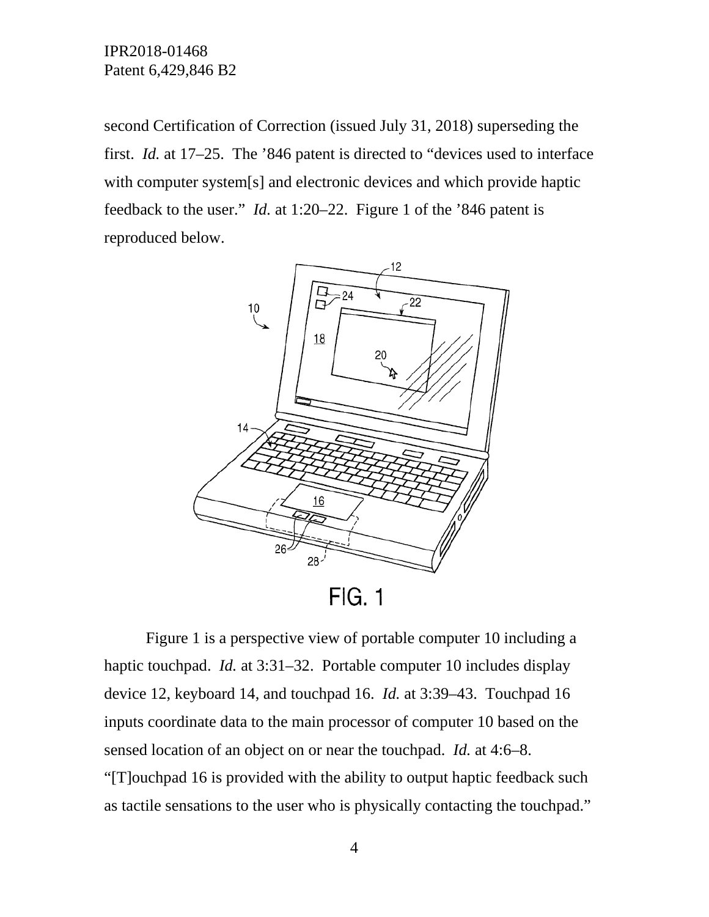second Certification of Correction (issued July 31, 2018) superseding the first. *Id.* at 17–25. The '846 patent is directed to "devices used to interface with computer system[s] and electronic devices and which provide haptic feedback to the user." *Id.* at 1:20–22. Figure 1 of the '846 patent is reproduced below.

FIG. 1

Figure 1 is a perspective view of portable computer 10 including a haptic touchpad. *Id.* at 3:31–32. Portable computer 10 includes display device 12, keyboard 14, and touchpad 16. *Id.* at 3:39–43. Touchpad 16 inputs coordinate data to the main processor of computer 10 based on the sensed location of an object on or near the touchpad. *Id.* at 4:6–8. "[T]ouchpad 16 is provided with the ability to output haptic feedback such as tactile sensations to the user who is physically contacting the touchpad."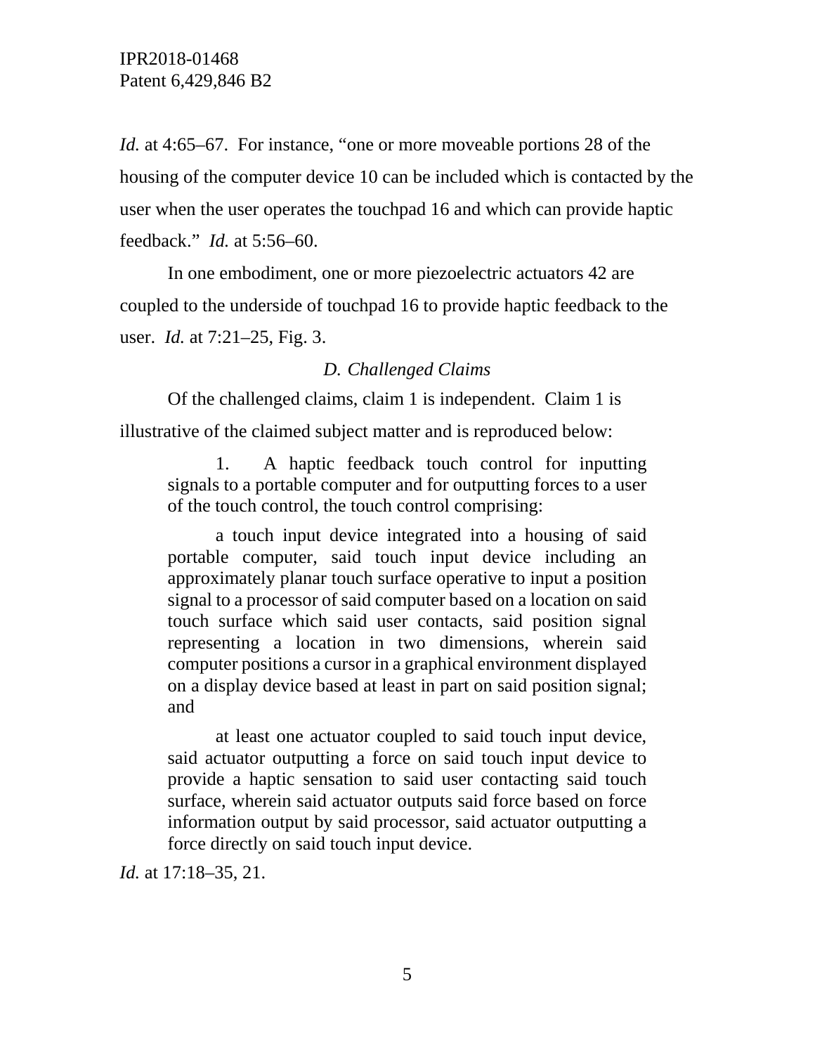*Id.* at 4:65–67. For instance, "one or more moveable portions 28 of the housing of the computer device 10 can be included which is contacted by the user when the user operates the touchpad 16 and which can provide haptic feedback." *Id.* at 5:56–60.

In one embodiment, one or more piezoelectric actuators 42 are coupled to the underside of touchpad 16 to provide haptic feedback to the user. *Id.* at 7:21–25, Fig. 3.

### *D. Challenged Claims*

Of the challenged claims, claim 1 is independent. Claim 1 is illustrative of the claimed subject matter and is reproduced below:

> 1. A haptic feedback touch control for inputting signals to a portable computer and for outputting forces to a user of the touch control, the touch control comprising:
>
> a touch input device integrated into a housing of said portable computer, said touch input device including an approximately planar touch surface operative to input a position signal to a processor of said computer based on a location on said touch surface which said user contacts, said position signal representing a location in two dimensions, wherein said computer positions a cursor in a graphical environment displayed on a display device based at least in part on said position signal; and
>
> at least one actuator coupled to said touch input device, said actuator outputting a force on said touch input device to provide a haptic sensation to said user contacting said touch surface, wherein said actuator outputs said force based on force information output by said processor, said actuator outputting a force directly on said touch input device.

*Id.* at 17:18–35, 21.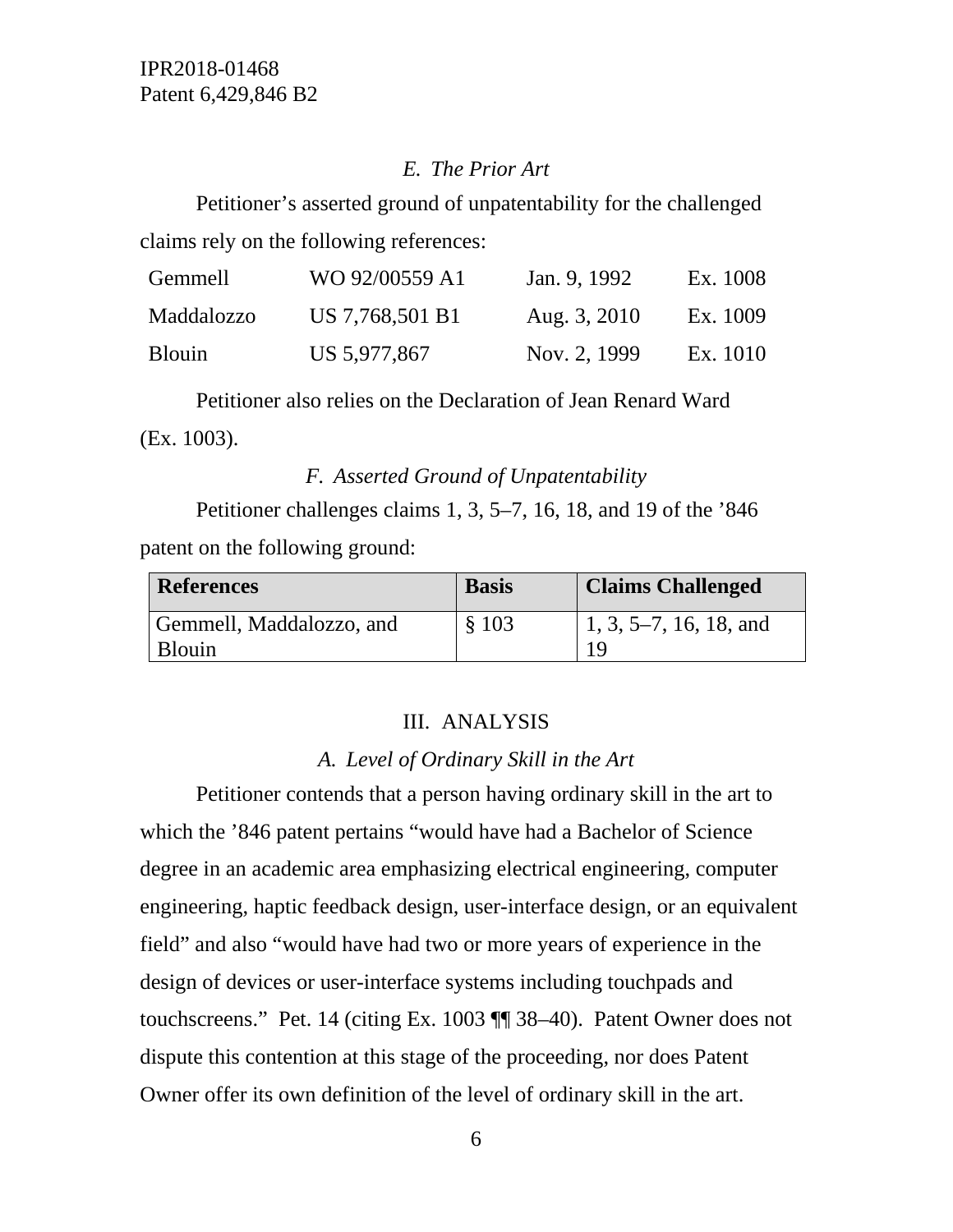### *E. The Prior Art*

Petitioner's asserted ground of unpatentability for the challenged claims rely on the following references:

| | | | |
|---|---|---|---|
| Gemmell | WO 92/00559 A1 | Jan. 9, 1992 | Ex. 1008 |
| Maddalozzo | US 7,768,501 B1 | Aug. 3, 2010 | Ex. 1009 |
| Blouin | US 5,977,867 | Nov. 2, 1999 | Ex. 1010 |

Petitioner also relies on the Declaration of Jean Renard Ward (Ex. 1003).

### *F. Asserted Ground of Unpatentability*

Petitioner challenges claims 1, 3, 5–7, 16, 18, and 19 of the '846 patent on the following ground:

| References | Basis | Claims Challenged |
|---|---|---|
| Gemmell, Maddalozzo, and Blouin | § 103 | 1, 3, 5–7, 16, 18, and 19 |

## III. ANALYSIS

### *A. Level of Ordinary Skill in the Art*

Petitioner contends that a person having ordinary skill in the art to which the '846 patent pertains "would have had a Bachelor of Science degree in an academic area emphasizing electrical engineering, computer engineering, haptic feedback design, user-interface design, or an equivalent field" and also "would have had two or more years of experience in the design of devices or user-interface systems including touchpads and touchscreens." Pet. 14 (citing Ex. 1003 ¶¶ 38–40). Patent Owner does not dispute this contention at this stage of the proceeding, nor does Patent Owner offer its own definition of the level of ordinary skill in the art.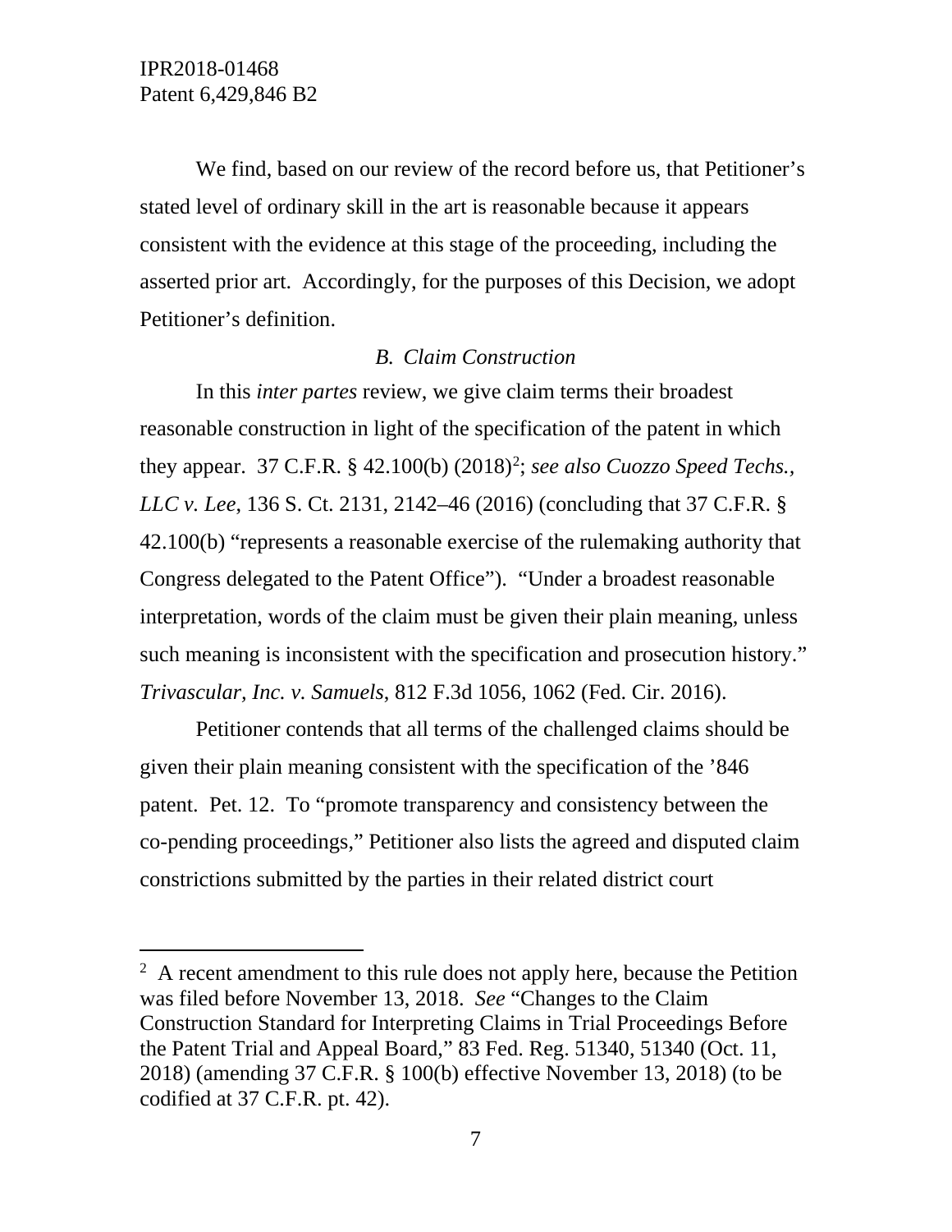We find, based on our review of the record before us, that Petitioner's stated level of ordinary skill in the art is reasonable because it appears consistent with the evidence at this stage of the proceeding, including the asserted prior art. Accordingly, for the purposes of this Decision, we adopt Petitioner's definition.

### *B. Claim Construction*

In this *inter partes* review, we give claim terms their broadest reasonable construction in light of the specification of the patent in which they appear. 37 C.F.R. § 42.100(b) (2018)[2]; *see also Cuozzo Speed Techs., LLC v. Lee*, 136 S. Ct. 2131, 2142–46 (2016) (concluding that 37 C.F.R. § 42.100(b) "represents a reasonable exercise of the rulemaking authority that Congress delegated to the Patent Office"). "Under a broadest reasonable interpretation, words of the claim must be given their plain meaning, unless such meaning is inconsistent with the specification and prosecution history." *Trivascular, Inc. v. Samuels*, 812 F.3d 1056, 1062 (Fed. Cir. 2016).

Petitioner contends that all terms of the challenged claims should be given their plain meaning consistent with the specification of the '846 patent. Pet. 12. To "promote transparency and consistency between the co-pending proceedings," Petitioner also lists the agreed and disputed claim constrictions submitted by the parties in their related district court

---

[2] A recent amendment to this rule does not apply here, because the Petition was filed before November 13, 2018. *See* "Changes to the Claim Construction Standard for Interpreting Claims in Trial Proceedings Before the Patent Trial and Appeal Board," 83 Fed. Reg. 51340, 51340 (Oct. 11, 2018) (amending 37 C.F.R. § 100(b) effective November 13, 2018) (to be codified at 37 C.F.R. pt. 42).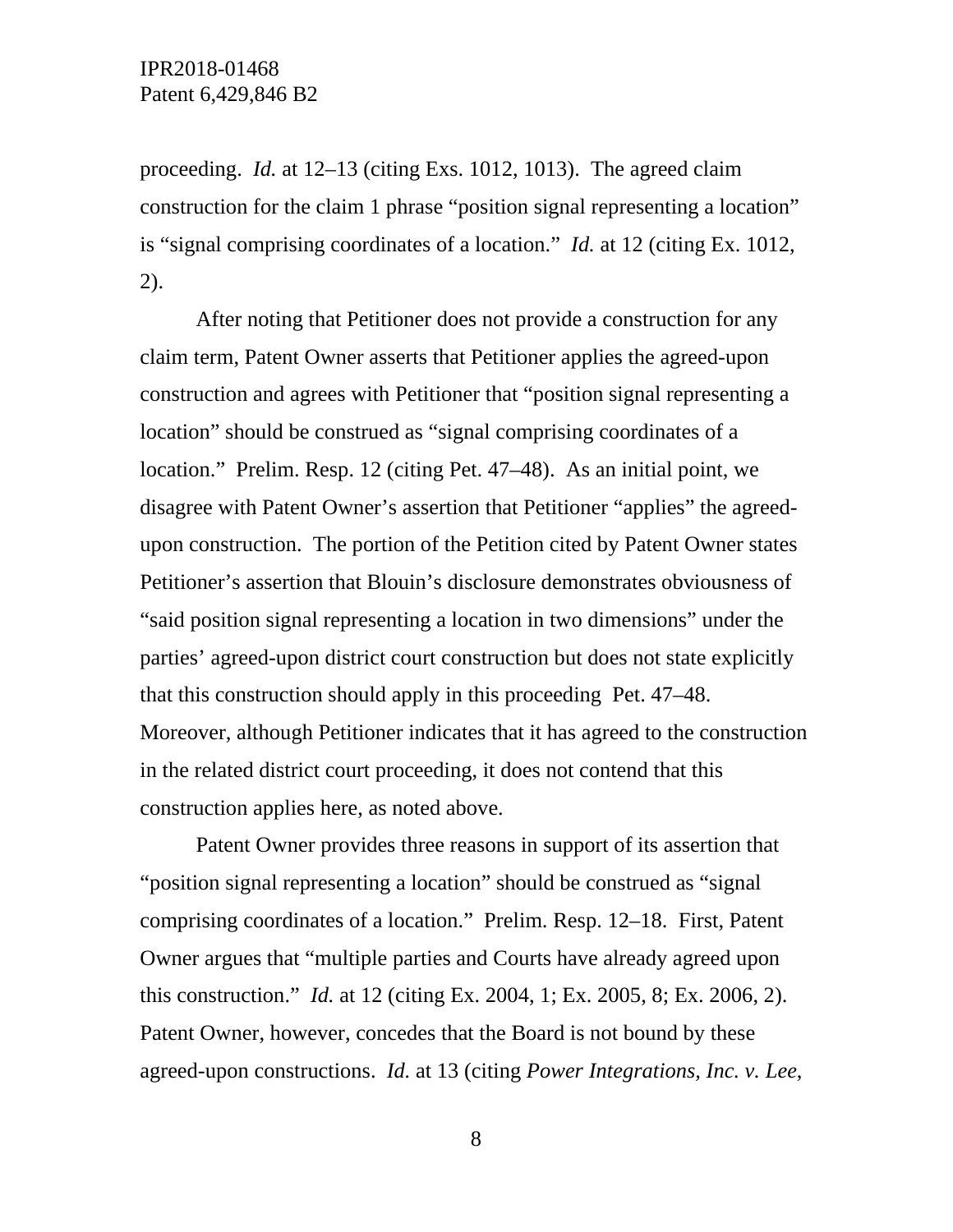proceeding. *Id.* at 12–13 (citing Exs. 1012, 1013). The agreed claim construction for the claim 1 phrase "position signal representing a location" is "signal comprising coordinates of a location." *Id.* at 12 (citing Ex. 1012, 2).

After noting that Petitioner does not provide a construction for any claim term, Patent Owner asserts that Petitioner applies the agreed-upon construction and agrees with Petitioner that "position signal representing a location" should be construed as "signal comprising coordinates of a location." Prelim. Resp. 12 (citing Pet. 47–48). As an initial point, we disagree with Patent Owner's assertion that Petitioner "applies" the agreed-upon construction. The portion of the Petition cited by Patent Owner states Petitioner's assertion that Blouin's disclosure demonstrates obviousness of "said position signal representing a location in two dimensions" under the parties' agreed-upon district court construction but does not state explicitly that this construction should apply in this proceeding Pet. 47–48. Moreover, although Petitioner indicates that it has agreed to the construction in the related district court proceeding, it does not contend that this construction applies here, as noted above.

Patent Owner provides three reasons in support of its assertion that "position signal representing a location" should be construed as "signal comprising coordinates of a location." Prelim. Resp. 12–18. First, Patent Owner argues that "multiple parties and Courts have already agreed upon this construction." *Id.* at 12 (citing Ex. 2004, 1; Ex. 2005, 8; Ex. 2006, 2). Patent Owner, however, concedes that the Board is not bound by these agreed-upon constructions. *Id.* at 13 (citing *Power Integrations, Inc. v. Lee,*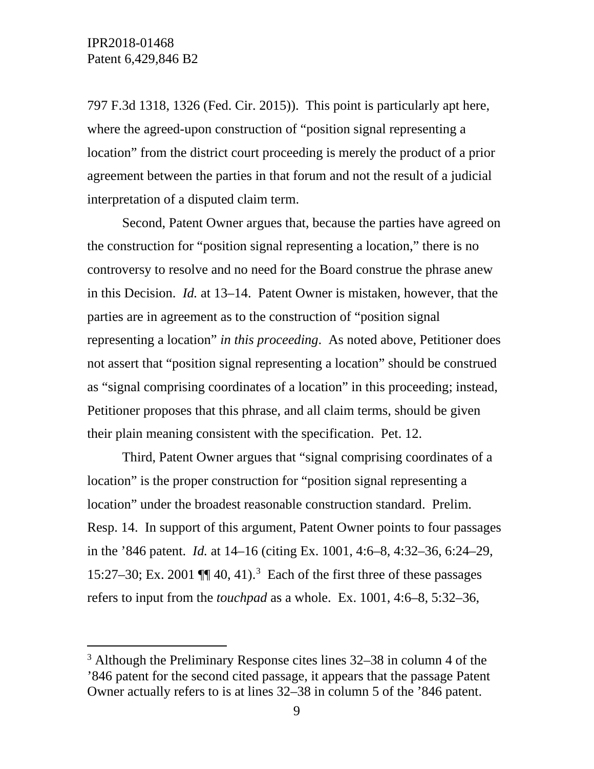797 F.3d 1318, 1326 (Fed. Cir. 2015)). This point is particularly apt here, where the agreed-upon construction of "position signal representing a location" from the district court proceeding is merely the product of a prior agreement between the parties in that forum and not the result of a judicial interpretation of a disputed claim term.

Second, Patent Owner argues that, because the parties have agreed on the construction for "position signal representing a location," there is no controversy to resolve and no need for the Board construe the phrase anew in this Decision. *Id.* at 13–14. Patent Owner is mistaken, however, that the parties are in agreement as to the construction of "position signal representing a location" *in this proceeding*. As noted above, Petitioner does not assert that "position signal representing a location" should be construed as "signal comprising coordinates of a location" in this proceeding; instead, Petitioner proposes that this phrase, and all claim terms, should be given their plain meaning consistent with the specification. Pet. 12.

Third, Patent Owner argues that "signal comprising coordinates of a location" is the proper construction for "position signal representing a location" under the broadest reasonable construction standard. Prelim. Resp. 14. In support of this argument, Patent Owner points to four passages in the '846 patent. *Id.* at 14–16 (citing Ex. 1001, 4:6–8, 4:32–36, 6:24–29, 15:27–30; Ex. 2001 ¶¶ 40, 41).[3] Each of the first three of these passages refers to input from the *touchpad* as a whole. Ex. 1001, 4:6–8, 5:32–36,

[3] Although the Preliminary Response cites lines 32–38 in column 4 of the '846 patent for the second cited passage, it appears that the passage Patent Owner actually refers to is at lines 32–38 in column 5 of the '846 patent.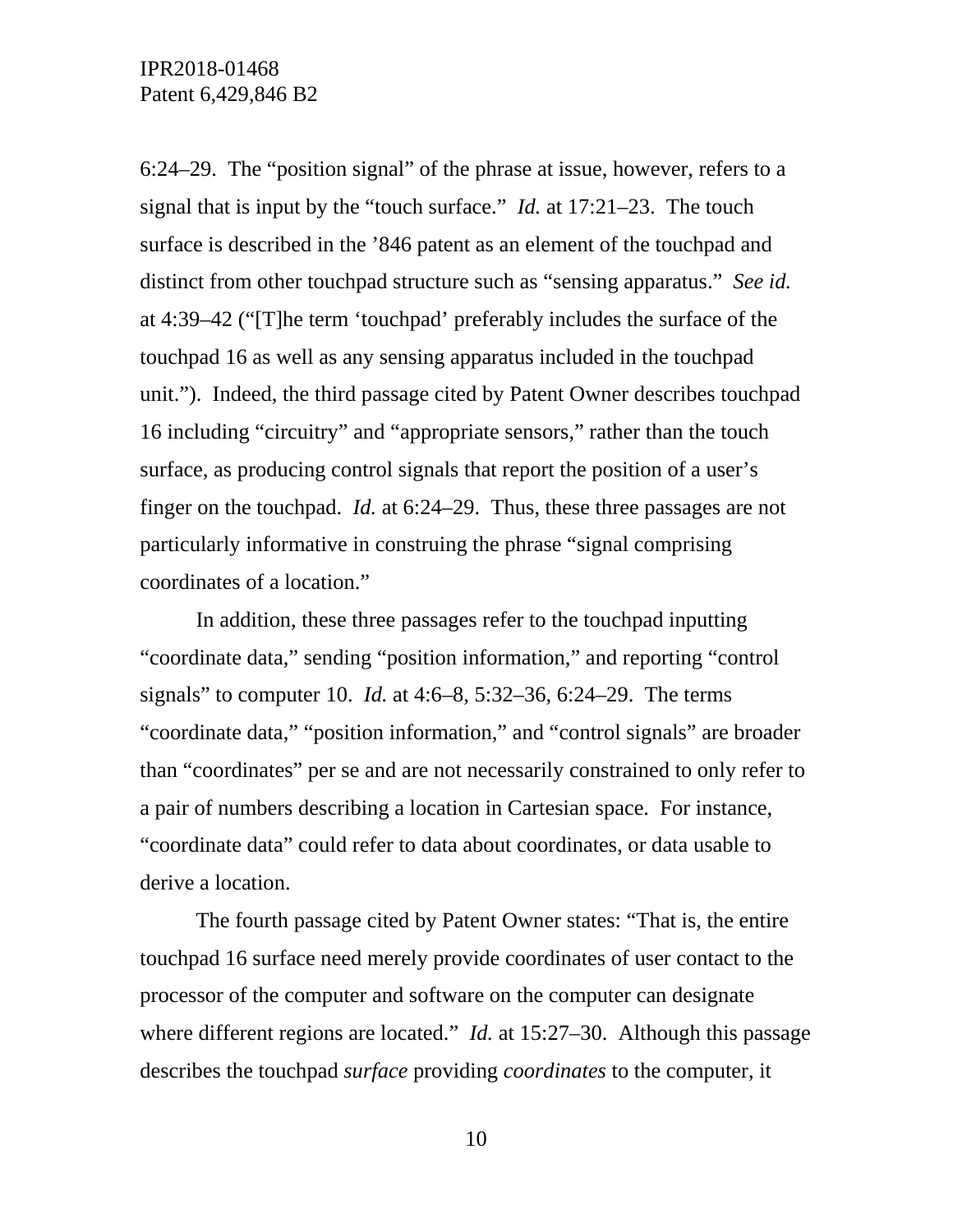6:24–29. The "position signal" of the phrase at issue, however, refers to a signal that is input by the "touch surface." *Id.* at 17:21–23. The touch surface is described in the '846 patent as an element of the touchpad and distinct from other touchpad structure such as "sensing apparatus." *See id.* at 4:39–42 ("[T]he term 'touchpad' preferably includes the surface of the touchpad 16 as well as any sensing apparatus included in the touchpad unit."). Indeed, the third passage cited by Patent Owner describes touchpad 16 including "circuitry" and "appropriate sensors," rather than the touch surface, as producing control signals that report the position of a user's finger on the touchpad. *Id.* at 6:24–29. Thus, these three passages are not particularly informative in construing the phrase "signal comprising coordinates of a location."

In addition, these three passages refer to the touchpad inputting "coordinate data," sending "position information," and reporting "control signals" to computer 10. *Id.* at 4:6–8, 5:32–36, 6:24–29. The terms "coordinate data," "position information," and "control signals" are broader than "coordinates" per se and are not necessarily constrained to only refer to a pair of numbers describing a location in Cartesian space. For instance, "coordinate data" could refer to data about coordinates, or data usable to derive a location.

The fourth passage cited by Patent Owner states: "That is, the entire touchpad 16 surface need merely provide coordinates of user contact to the processor of the computer and software on the computer can designate where different regions are located." *Id.* at 15:27–30. Although this passage describes the touchpad *surface* providing *coordinates* to the computer, it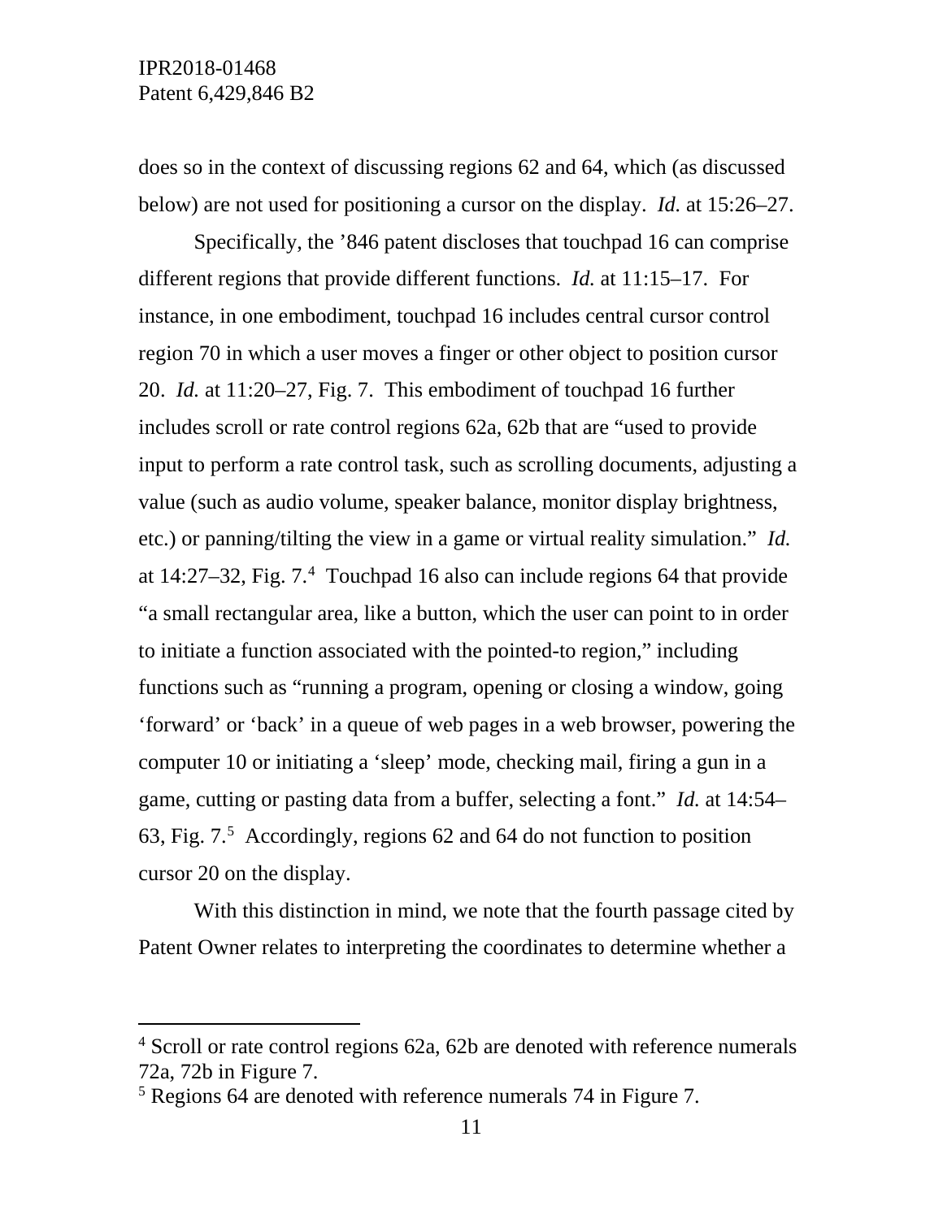does so in the context of discussing regions 62 and 64, which (as discussed below) are not used for positioning a cursor on the display. *Id.* at 15:26–27.

Specifically, the ’846 patent discloses that touchpad 16 can comprise different regions that provide different functions. *Id.* at 11:15–17. For instance, in one embodiment, touchpad 16 includes central cursor control region 70 in which a user moves a finger or other object to position cursor 20. *Id.* at 11:20–27, Fig. 7. This embodiment of touchpad 16 further includes scroll or rate control regions 62a, 62b that are “used to provide input to perform a rate control task, such as scrolling documents, adjusting a value (such as audio volume, speaker balance, monitor display brightness, etc.) or panning/tilting the view in a game or virtual reality simulation.” *Id.* at 14:27–32, Fig. 7.[4] Touchpad 16 also can include regions 64 that provide “a small rectangular area, like a button, which the user can point to in order to initiate a function associated with the pointed-to region,” including functions such as “running a program, opening or closing a window, going ‘forward’ or ‘back’ in a queue of web pages in a web browser, powering the computer 10 or initiating a ‘sleep’ mode, checking mail, firing a gun in a game, cutting or pasting data from a buffer, selecting a font.” *Id.* at 14:54–63, Fig. 7.[5] Accordingly, regions 62 and 64 do not function to position cursor 20 on the display.

With this distinction in mind, we note that the fourth passage cited by Patent Owner relates to interpreting the coordinates to determine whether a

---

[4] Scroll or rate control regions 62a, 62b are denoted with reference numerals 72a, 72b in Figure 7.

[5] Regions 64 are denoted with reference numerals 74 in Figure 7.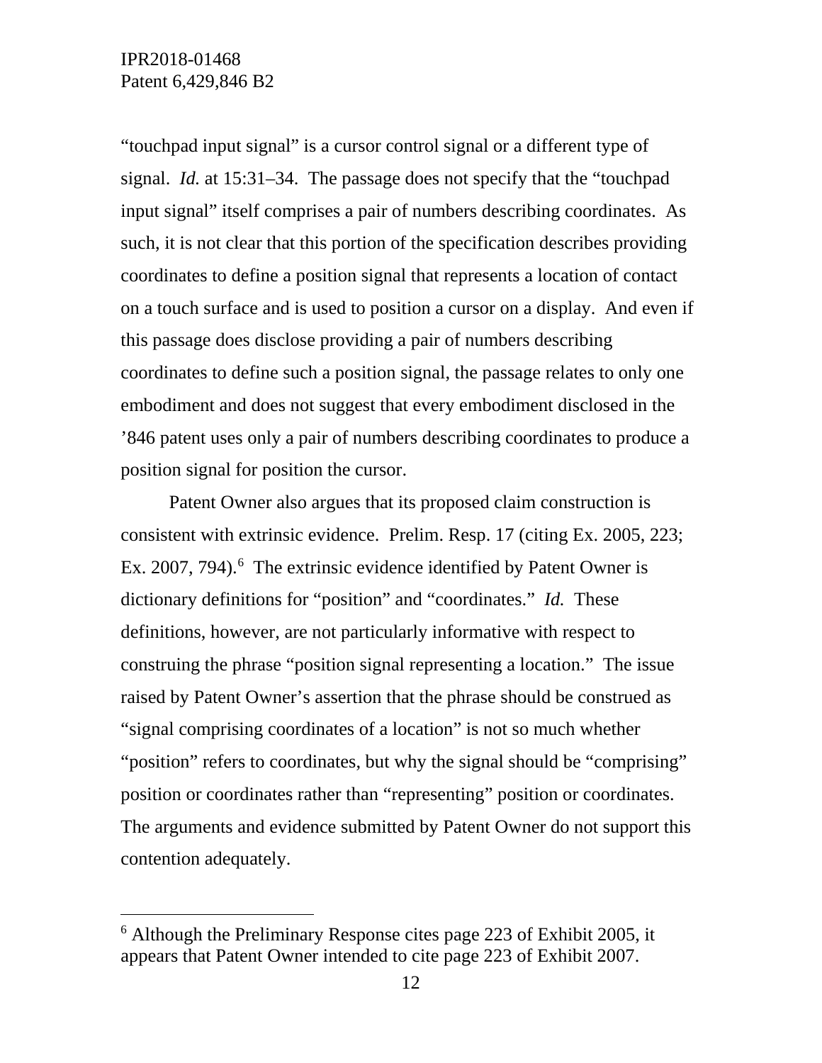"touchpad input signal" is a cursor control signal or a different type of signal. *Id.* at 15:31–34. The passage does not specify that the "touchpad input signal" itself comprises a pair of numbers describing coordinates. As such, it is not clear that this portion of the specification describes providing coordinates to define a position signal that represents a location of contact on a touch surface and is used to position a cursor on a display. And even if this passage does disclose providing a pair of numbers describing coordinates to define such a position signal, the passage relates to only one embodiment and does not suggest that every embodiment disclosed in the '846 patent uses only a pair of numbers describing coordinates to produce a position signal for position the cursor.

Patent Owner also argues that its proposed claim construction is consistent with extrinsic evidence. Prelim. Resp. 17 (citing Ex. 2005, 223; Ex. 2007, 794).[6] The extrinsic evidence identified by Patent Owner is dictionary definitions for "position" and "coordinates." *Id.* These definitions, however, are not particularly informative with respect to construing the phrase "position signal representing a location." The issue raised by Patent Owner's assertion that the phrase should be construed as "signal comprising coordinates of a location" is not so much whether "position" refers to coordinates, but why the signal should be "comprising" position or coordinates rather than "representing" position or coordinates. The arguments and evidence submitted by Patent Owner do not support this contention adequately.

---

[6] Although the Preliminary Response cites page 223 of Exhibit 2005, it appears that Patent Owner intended to cite page 223 of Exhibit 2007.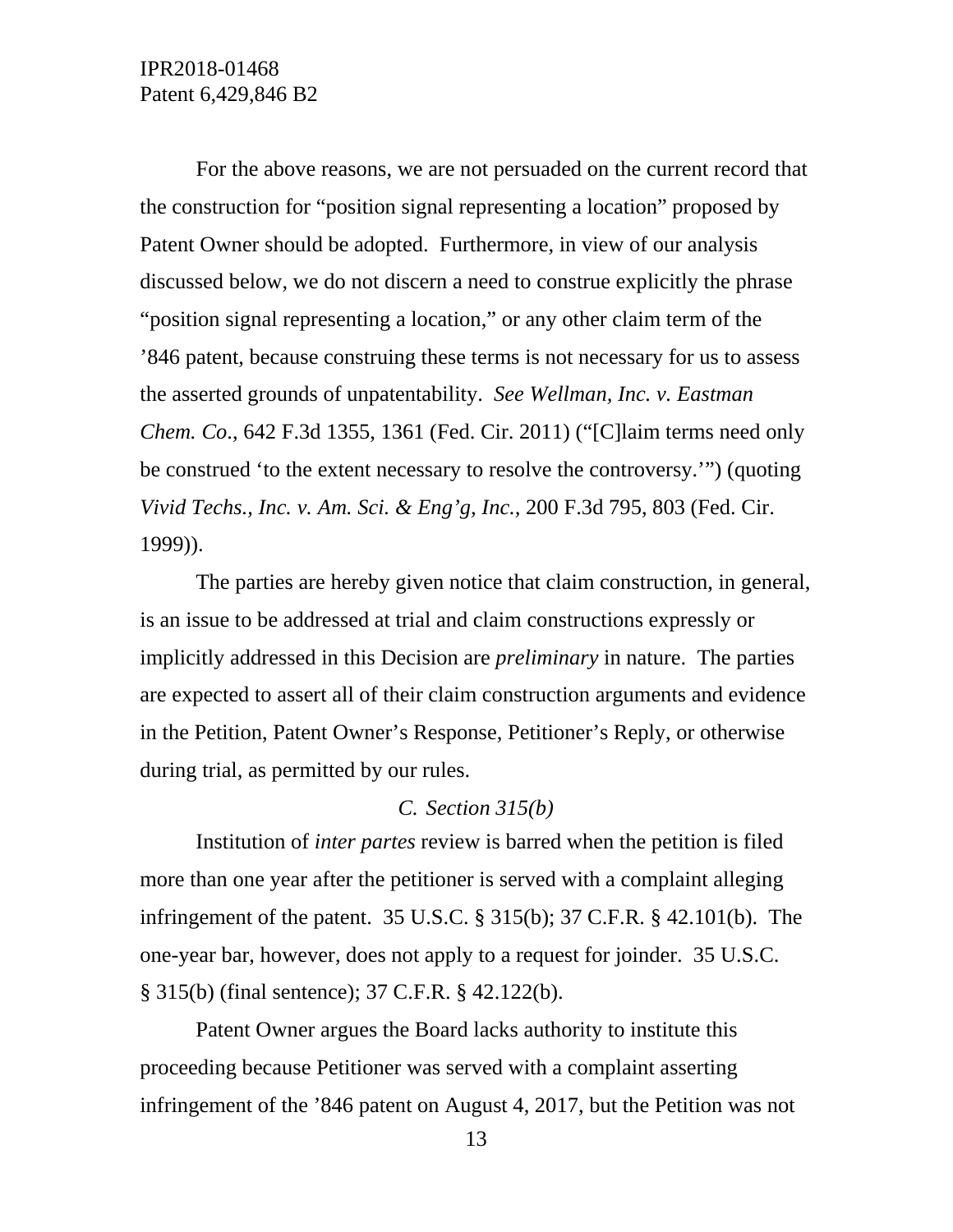For the above reasons, we are not persuaded on the current record that the construction for "position signal representing a location" proposed by Patent Owner should be adopted. Furthermore, in view of our analysis discussed below, we do not discern a need to construe explicitly the phrase "position signal representing a location," or any other claim term of the '846 patent, because construing these terms is not necessary for us to assess the asserted grounds of unpatentability. *See Wellman, Inc. v. Eastman Chem. Co*., 642 F.3d 1355, 1361 (Fed. Cir. 2011) ("[C]laim terms need only be construed 'to the extent necessary to resolve the controversy.'") (quoting *Vivid Techs., Inc. v. Am. Sci. & Eng'g, Inc.*, 200 F.3d 795, 803 (Fed. Cir. 1999)).

The parties are hereby given notice that claim construction, in general, is an issue to be addressed at trial and claim constructions expressly or implicitly addressed in this Decision are *preliminary* in nature. The parties are expected to assert all of their claim construction arguments and evidence in the Petition, Patent Owner's Response, Petitioner's Reply, or otherwise during trial, as permitted by our rules.

### *C. Section 315(b)*

Institution of *inter partes* review is barred when the petition is filed more than one year after the petitioner is served with a complaint alleging infringement of the patent. 35 U.S.C. § 315(b); 37 C.F.R. § 42.101(b). The one-year bar, however, does not apply to a request for joinder. 35 U.S.C. § 315(b) (final sentence); 37 C.F.R. § 42.122(b).

Patent Owner argues the Board lacks authority to institute this proceeding because Petitioner was served with a complaint asserting infringement of the '846 patent on August 4, 2017, but the Petition was not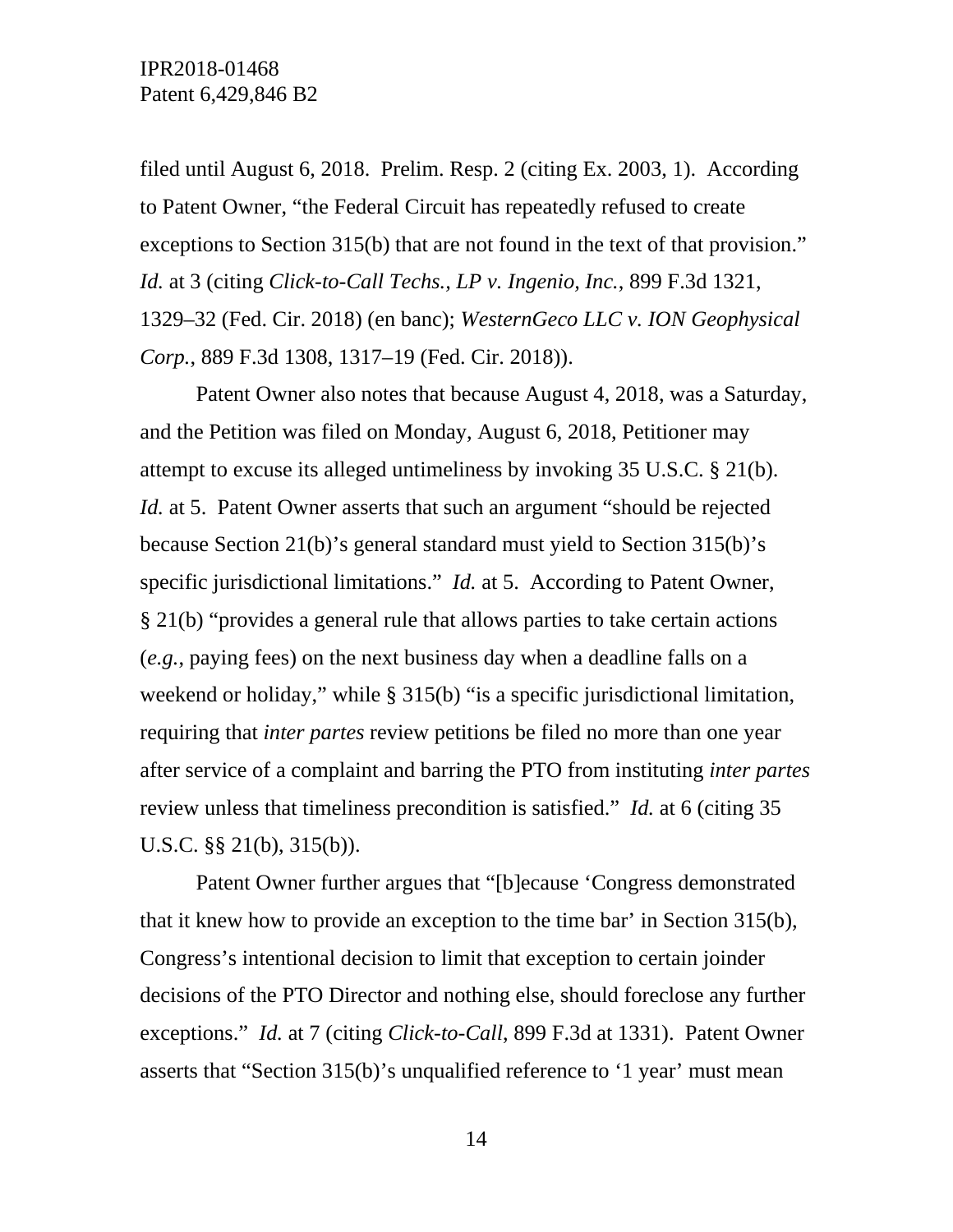filed until August 6, 2018. Prelim. Resp. 2 (citing Ex. 2003, 1). According to Patent Owner, "the Federal Circuit has repeatedly refused to create exceptions to Section 315(b) that are not found in the text of that provision." *Id.* at 3 (citing *Click-to-Call Techs., LP v. Ingenio, Inc.*, 899 F.3d 1321, 1329–32 (Fed. Cir. 2018) (en banc); *WesternGeco LLC v. ION Geophysical Corp.*, 889 F.3d 1308, 1317–19 (Fed. Cir. 2018)).

Patent Owner also notes that because August 4, 2018, was a Saturday, and the Petition was filed on Monday, August 6, 2018, Petitioner may attempt to excuse its alleged untimeliness by invoking 35 U.S.C. § 21(b). *Id.* at 5. Patent Owner asserts that such an argument "should be rejected because Section 21(b)'s general standard must yield to Section 315(b)'s specific jurisdictional limitations." *Id.* at 5. According to Patent Owner, § 21(b) "provides a general rule that allows parties to take certain actions (*e.g.*, paying fees) on the next business day when a deadline falls on a weekend or holiday," while § 315(b) "is a specific jurisdictional limitation, requiring that *inter partes* review petitions be filed no more than one year after service of a complaint and barring the PTO from instituting *inter partes* review unless that timeliness precondition is satisfied." *Id.* at 6 (citing 35 U.S.C. §§ 21(b), 315(b)).

Patent Owner further argues that "[b]ecause 'Congress demonstrated that it knew how to provide an exception to the time bar' in Section 315(b), Congress's intentional decision to limit that exception to certain joinder decisions of the PTO Director and nothing else, should foreclose any further exceptions." *Id.* at 7 (citing *Click-to-Call*, 899 F.3d at 1331). Patent Owner asserts that "Section 315(b)'s unqualified reference to '1 year' must mean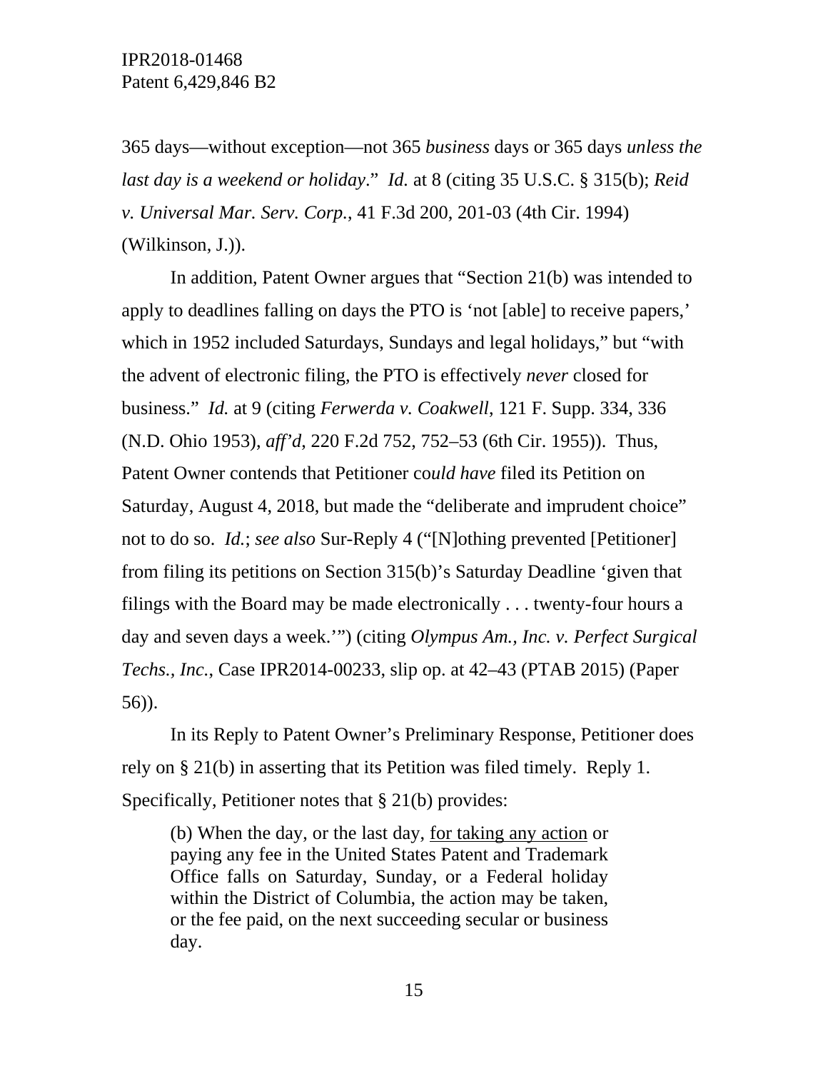365 days—without exception—not 365 *business* days or 365 days *unless the last day is a weekend or holiday*." *Id.* at 8 (citing 35 U.S.C. § 315(b); *Reid v. Universal Mar. Serv. Corp.*, 41 F.3d 200, 201-03 (4th Cir. 1994) (Wilkinson, J.)).

In addition, Patent Owner argues that "Section 21(b) was intended to apply to deadlines falling on days the PTO is 'not [able] to receive papers,' which in 1952 included Saturdays, Sundays and legal holidays," but "with the advent of electronic filing, the PTO is effectively *never* closed for business." *Id.* at 9 (citing *Ferwerda v. Coakwell*, 121 F. Supp. 334, 336 (N.D. Ohio 1953), *aff'd*, 220 F.2d 752, 752–53 (6th Cir. 1955)). Thus, Patent Owner contends that Petitioner co*uld have* filed its Petition on Saturday, August 4, 2018, but made the "deliberate and imprudent choice" not to do so. *Id.*; *see also* Sur-Reply 4 ("[N]othing prevented [Petitioner] from filing its petitions on Section 315(b)'s Saturday Deadline 'given that filings with the Board may be made electronically . . . twenty-four hours a day and seven days a week.'") (citing *Olympus Am., Inc. v. Perfect Surgical Techs., Inc.*, Case IPR2014-00233, slip op. at 42–43 (PTAB 2015) (Paper 56)).

In its Reply to Patent Owner's Preliminary Response, Petitioner does rely on § 21(b) in asserting that its Petition was filed timely. Reply 1. Specifically, Petitioner notes that § 21(b) provides:

> (b) When the day, or the last day, <u>for taking any action</u> or paying any fee in the United States Patent and Trademark Office falls on Saturday, Sunday, or a Federal holiday within the District of Columbia, the action may be taken, or the fee paid, on the next succeeding secular or business day.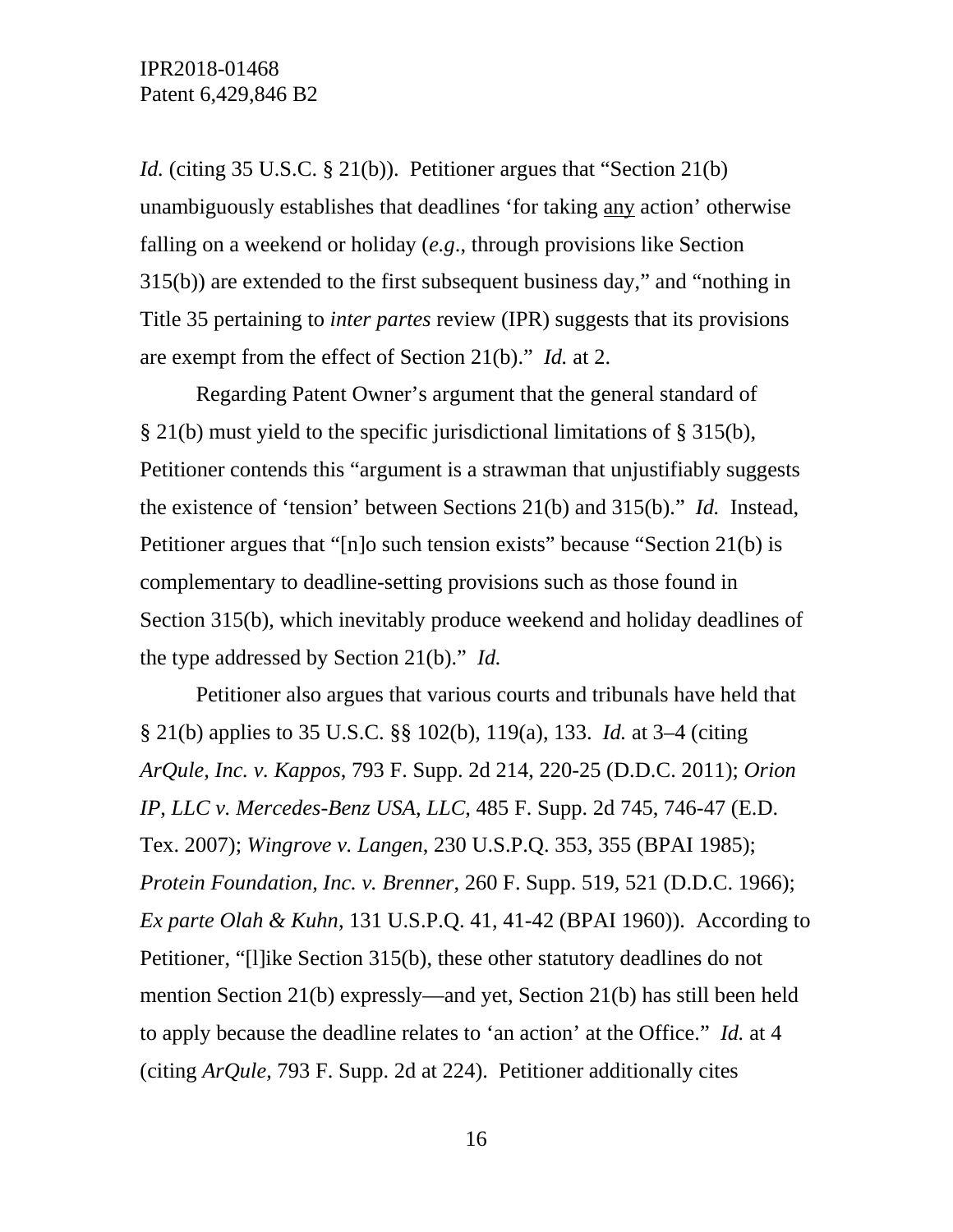*Id.* (citing 35 U.S.C. § 21(b)). Petitioner argues that "Section 21(b) unambiguously establishes that deadlines 'for taking any action' otherwise falling on a weekend or holiday (*e.g.*, through provisions like Section 315(b)) are extended to the first subsequent business day," and "nothing in Title 35 pertaining to *inter partes* review (IPR) suggests that its provisions are exempt from the effect of Section 21(b)." *Id.* at 2.

Regarding Patent Owner's argument that the general standard of § 21(b) must yield to the specific jurisdictional limitations of § 315(b), Petitioner contends this "argument is a strawman that unjustifiably suggests the existence of 'tension' between Sections 21(b) and 315(b)." *Id.* Instead, Petitioner argues that "[n]o such tension exists" because "Section 21(b) is complementary to deadline-setting provisions such as those found in Section 315(b), which inevitably produce weekend and holiday deadlines of the type addressed by Section 21(b)." *Id.*

Petitioner also argues that various courts and tribunals have held that § 21(b) applies to 35 U.S.C. §§ 102(b), 119(a), 133. *Id.* at 3–4 (citing *ArQule, Inc. v. Kappos*, 793 F. Supp. 2d 214, 220-25 (D.D.C. 2011); *Orion IP, LLC v. Mercedes-Benz USA, LLC*, 485 F. Supp. 2d 745, 746-47 (E.D. Tex. 2007); *Wingrove v. Langen*, 230 U.S.P.Q. 353, 355 (BPAI 1985); *Protein Foundation, Inc. v. Brenner*, 260 F. Supp. 519, 521 (D.D.C. 1966); *Ex parte Olah & Kuhn*, 131 U.S.P.Q. 41, 41-42 (BPAI 1960)). According to Petitioner, "[l]ike Section 315(b), these other statutory deadlines do not mention Section 21(b) expressly—and yet, Section 21(b) has still been held to apply because the deadline relates to 'an action' at the Office." *Id.* at 4 (citing *ArQule*, 793 F. Supp. 2d at 224). Petitioner additionally cites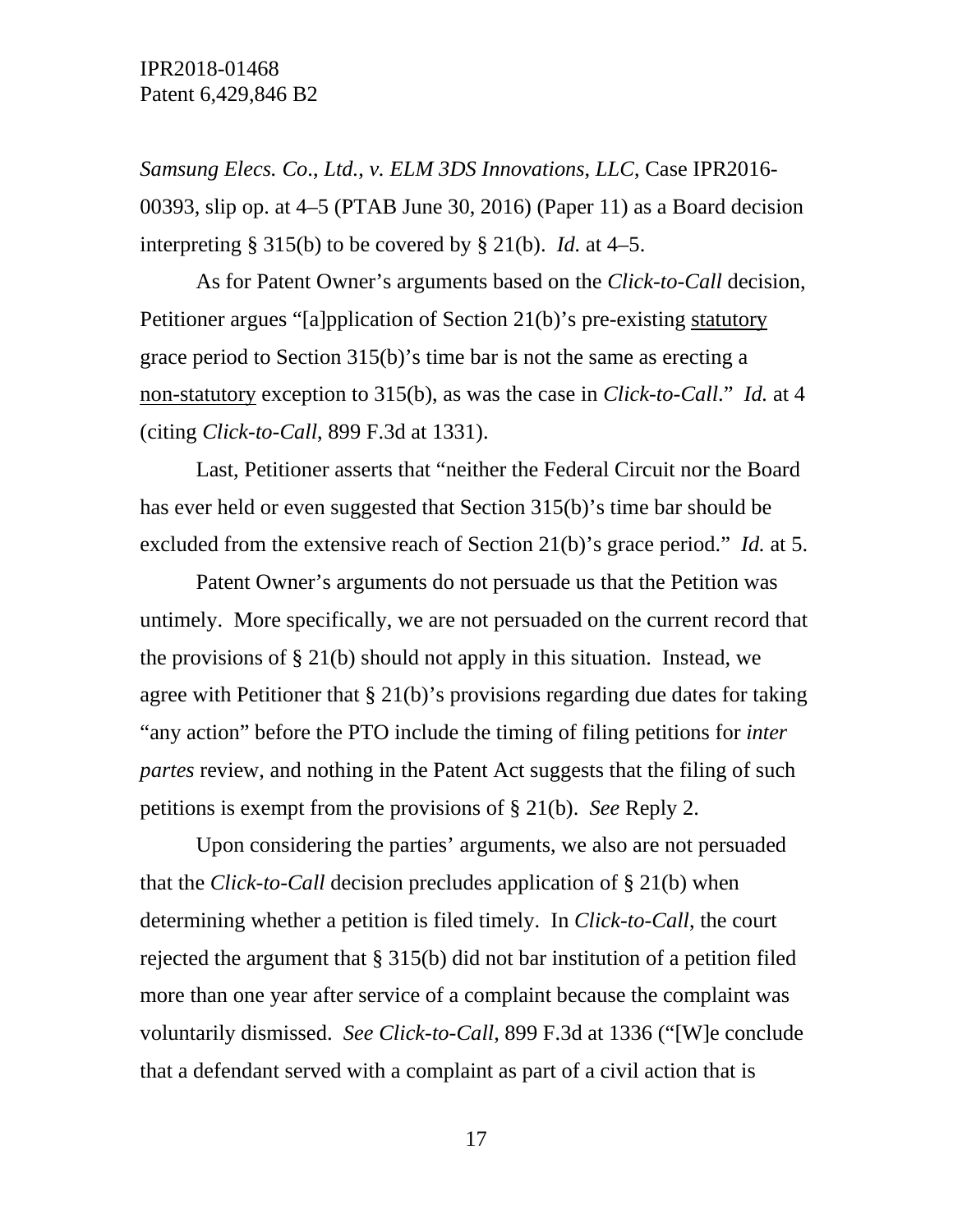*Samsung Elecs. Co., Ltd., v. ELM 3DS Innovations, LLC*, Case IPR2016-00393, slip op. at 4–5 (PTAB June 30, 2016) (Paper 11) as a Board decision interpreting § 315(b) to be covered by § 21(b). *Id.* at 4–5.

As for Patent Owner's arguments based on the *Click-to-Call* decision, Petitioner argues "[a]pplication of Section 21(b)'s pre-existing statutory grace period to Section 315(b)'s time bar is not the same as erecting a non-statutory exception to 315(b), as was the case in *Click-to-Call*." *Id.* at 4 (citing *Click-to-Call*, 899 F.3d at 1331).

Last, Petitioner asserts that "neither the Federal Circuit nor the Board has ever held or even suggested that Section 315(b)'s time bar should be excluded from the extensive reach of Section 21(b)'s grace period." *Id.* at 5.

Patent Owner's arguments do not persuade us that the Petition was untimely. More specifically, we are not persuaded on the current record that the provisions of § 21(b) should not apply in this situation. Instead, we agree with Petitioner that § 21(b)'s provisions regarding due dates for taking "any action" before the PTO include the timing of filing petitions for *inter partes* review, and nothing in the Patent Act suggests that the filing of such petitions is exempt from the provisions of § 21(b). *See* Reply 2.

Upon considering the parties' arguments, we also are not persuaded that the *Click-to-Call* decision precludes application of § 21(b) when determining whether a petition is filed timely. In *Click-to-Call*, the court rejected the argument that § 315(b) did not bar institution of a petition filed more than one year after service of a complaint because the complaint was voluntarily dismissed. *See Click-to-Call*, 899 F.3d at 1336 ("[W]e conclude that a defendant served with a complaint as part of a civil action that is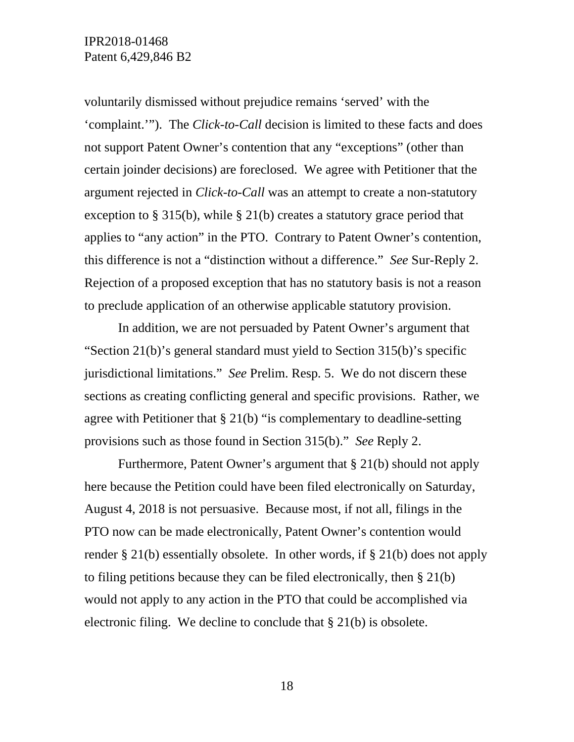voluntarily dismissed without prejudice remains 'served' with the 'complaint.'"). The *Click-to-Call* decision is limited to these facts and does not support Patent Owner's contention that any "exceptions" (other than certain joinder decisions) are foreclosed. We agree with Petitioner that the argument rejected in *Click-to-Call* was an attempt to create a non-statutory exception to § 315(b), while § 21(b) creates a statutory grace period that applies to "any action" in the PTO. Contrary to Patent Owner's contention, this difference is not a "distinction without a difference." *See* Sur-Reply 2. Rejection of a proposed exception that has no statutory basis is not a reason to preclude application of an otherwise applicable statutory provision.

In addition, we are not persuaded by Patent Owner's argument that "Section 21(b)'s general standard must yield to Section 315(b)'s specific jurisdictional limitations." *See* Prelim. Resp. 5. We do not discern these sections as creating conflicting general and specific provisions. Rather, we agree with Petitioner that § 21(b) "is complementary to deadline-setting provisions such as those found in Section 315(b)." *See* Reply 2.

Furthermore, Patent Owner's argument that § 21(b) should not apply here because the Petition could have been filed electronically on Saturday, August 4, 2018 is not persuasive. Because most, if not all, filings in the PTO now can be made electronically, Patent Owner's contention would render § 21(b) essentially obsolete. In other words, if § 21(b) does not apply to filing petitions because they can be filed electronically, then § 21(b) would not apply to any action in the PTO that could be accomplished via electronic filing. We decline to conclude that § 21(b) is obsolete.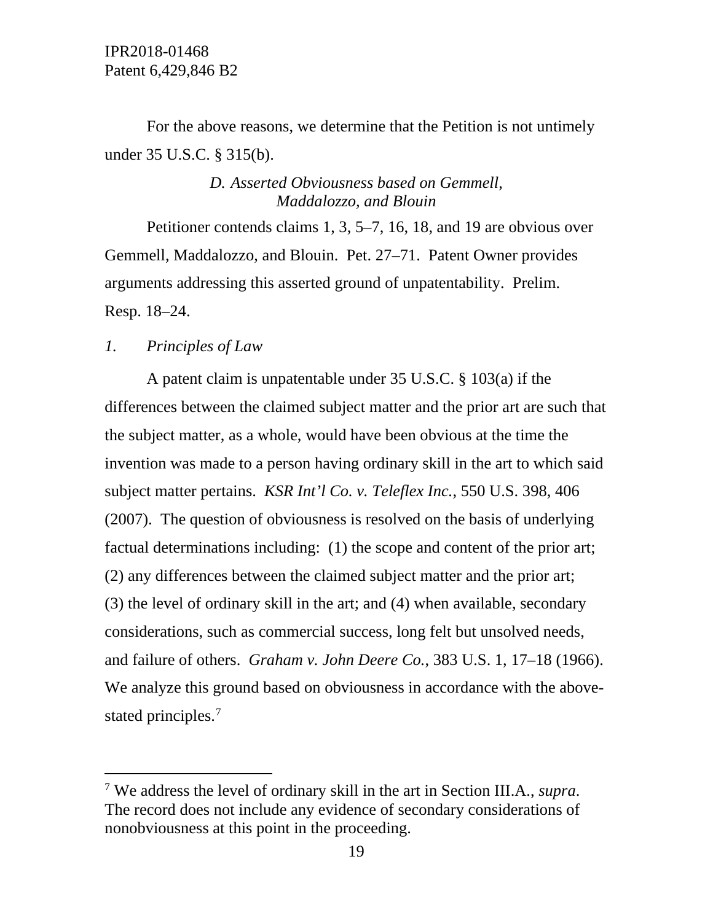For the above reasons, we determine that the Petition is not untimely under 35 U.S.C. § 315(b).

### *D. Asserted Obviousness based on Gemmell, Maddalozzo, and Blouin*

Petitioner contends claims 1, 3, 5–7, 16, 18, and 19 are obvious over Gemmell, Maddalozzo, and Blouin. Pet. 27–71. Patent Owner provides arguments addressing this asserted ground of unpatentability. Prelim. Resp. 18–24.

#### *1. Principles of Law*

A patent claim is unpatentable under 35 U.S.C. § 103(a) if the differences between the claimed subject matter and the prior art are such that the subject matter, as a whole, would have been obvious at the time the invention was made to a person having ordinary skill in the art to which said subject matter pertains. *KSR Int'l Co. v. Teleflex Inc.*, 550 U.S. 398, 406 (2007). The question of obviousness is resolved on the basis of underlying factual determinations including: (1) the scope and content of the prior art; (2) any differences between the claimed subject matter and the prior art; (3) the level of ordinary skill in the art; and (4) when available, secondary considerations, such as commercial success, long felt but unsolved needs, and failure of others. *Graham v. John Deere Co.*, 383 U.S. 1, 17–18 (1966). We analyze this ground based on obviousness in accordance with the above-stated principles.[7]

---

[7] We address the level of ordinary skill in the art in Section III.A., *supra*. The record does not include any evidence of secondary considerations of nonobviousness at this point in the proceeding.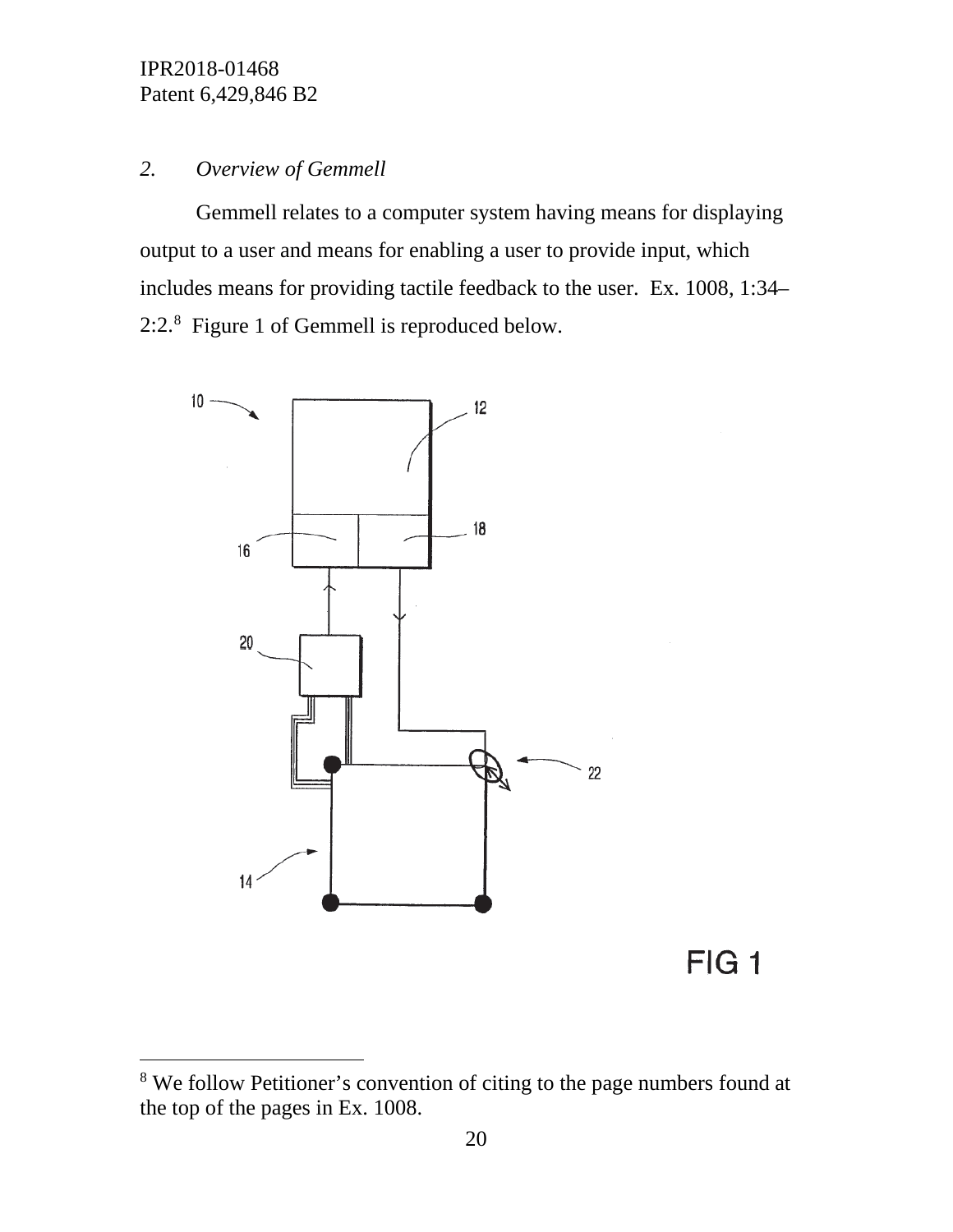## 2. *Overview of Gemmell*

Gemmell relates to a computer system having means for displaying output to a user and means for enabling a user to provide input, which includes means for providing tactile feedback to the user. Ex. 1008, 1:34–2:2.[8] Figure 1 of Gemmell is reproduced below.

FIG 1

[8] We follow Petitioner's convention of citing to the page numbers found at the top of the pages in Ex. 1008.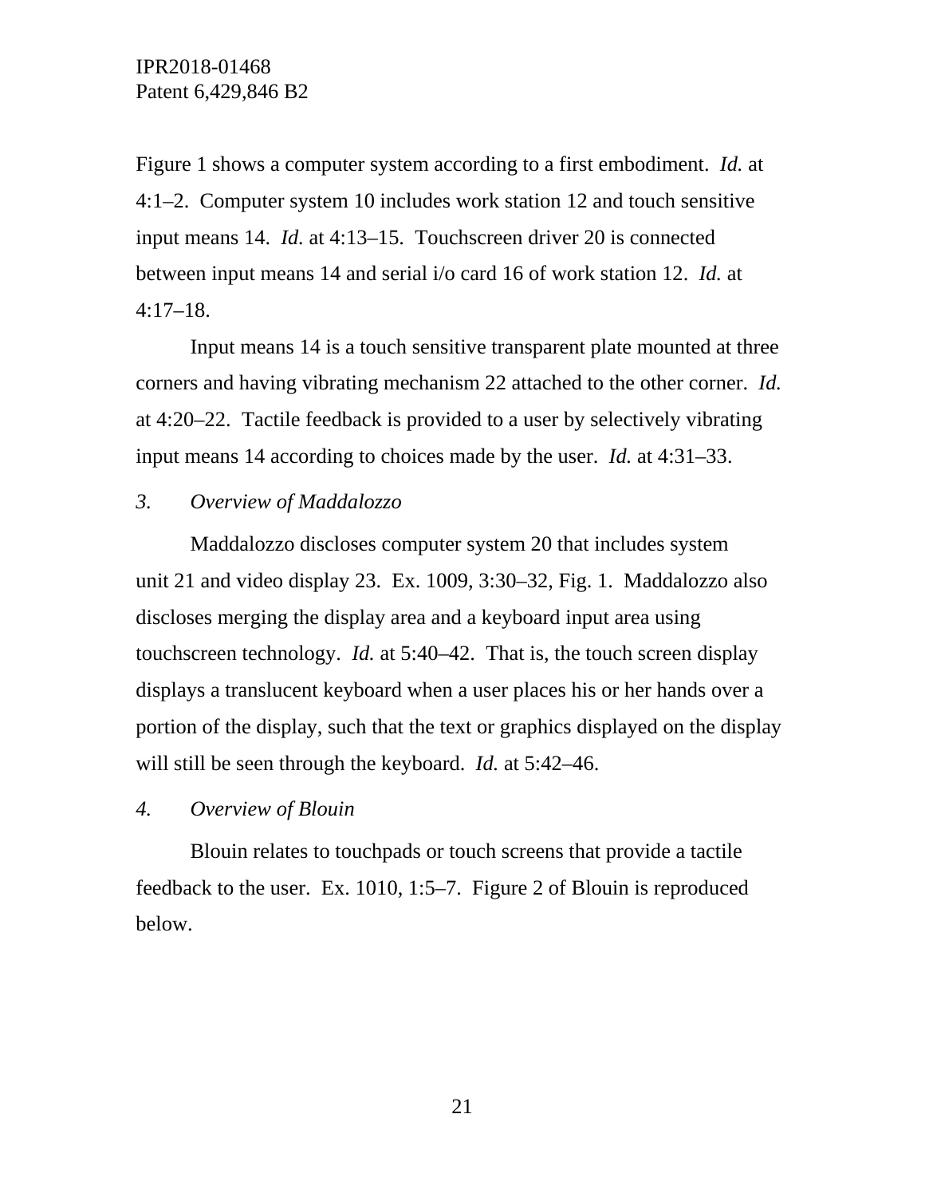Figure 1 shows a computer system according to a first embodiment. *Id.* at 4:1–2. Computer system 10 includes work station 12 and touch sensitive input means 14. *Id.* at 4:13–15. Touchscreen driver 20 is connected between input means 14 and serial i/o card 16 of work station 12. *Id.* at 4:17–18.

Input means 14 is a touch sensitive transparent plate mounted at three corners and having vibrating mechanism 22 attached to the other corner. *Id.* at 4:20–22. Tactile feedback is provided to a user by selectively vibrating input means 14 according to choices made by the user. *Id.* at 4:31–33.

### *3. Overview of Maddalozzo*

Maddalozzo discloses computer system 20 that includes system unit 21 and video display 23. Ex. 1009, 3:30–32, Fig. 1. Maddalozzo also discloses merging the display area and a keyboard input area using touchscreen technology. *Id.* at 5:40–42. That is, the touch screen display displays a translucent keyboard when a user places his or her hands over a portion of the display, such that the text or graphics displayed on the display will still be seen through the keyboard. *Id.* at 5:42–46.

### *4. Overview of Blouin*

Blouin relates to touchpads or touch screens that provide a tactile feedback to the user. Ex. 1010, 1:5–7. Figure 2 of Blouin is reproduced below.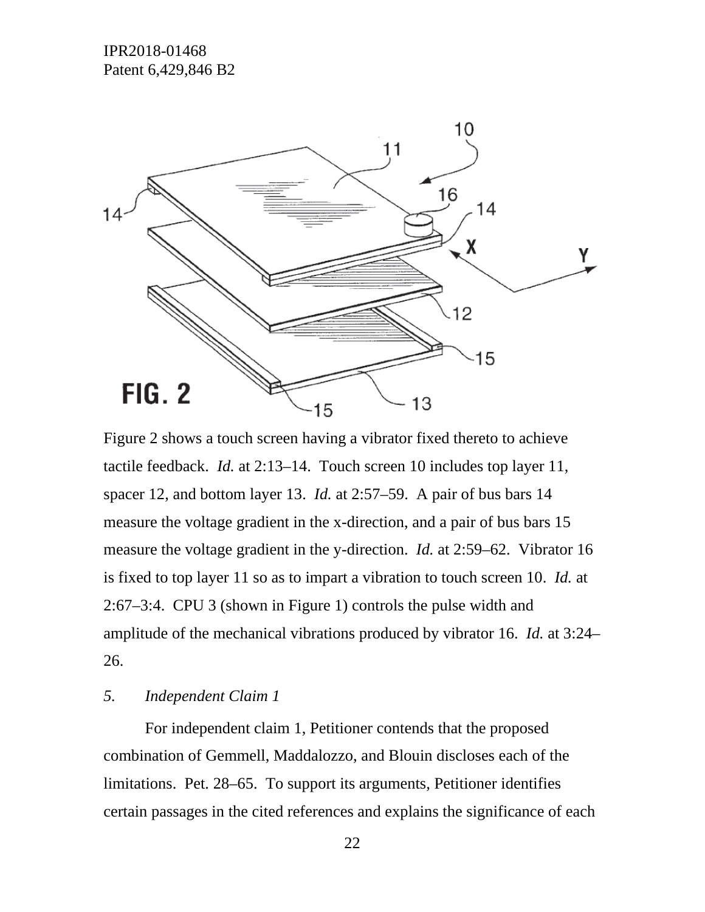Figure 2 shows a touch screen having a vibrator fixed thereto to achieve tactile feedback. *Id.* at 2:13–14. Touch screen 10 includes top layer 11, spacer 12, and bottom layer 13. *Id.* at 2:57–59. A pair of bus bars 14 measure the voltage gradient in the x-direction, and a pair of bus bars 15 measure the voltage gradient in the y-direction. *Id.* at 2:59–62. Vibrator 16 is fixed to top layer 11 so as to impart a vibration to touch screen 10. *Id.* at 2:67–3:4. CPU 3 (shown in Figure 1) controls the pulse width and amplitude of the mechanical vibrations produced by vibrator 16. *Id.* at 3:24–26.

*5. Independent Claim 1*

For independent claim 1, Petitioner contends that the proposed combination of Gemmell, Maddalozzo, and Blouin discloses each of the limitations. Pet. 28–65. To support its arguments, Petitioner identifies certain passages in the cited references and explains the significance of each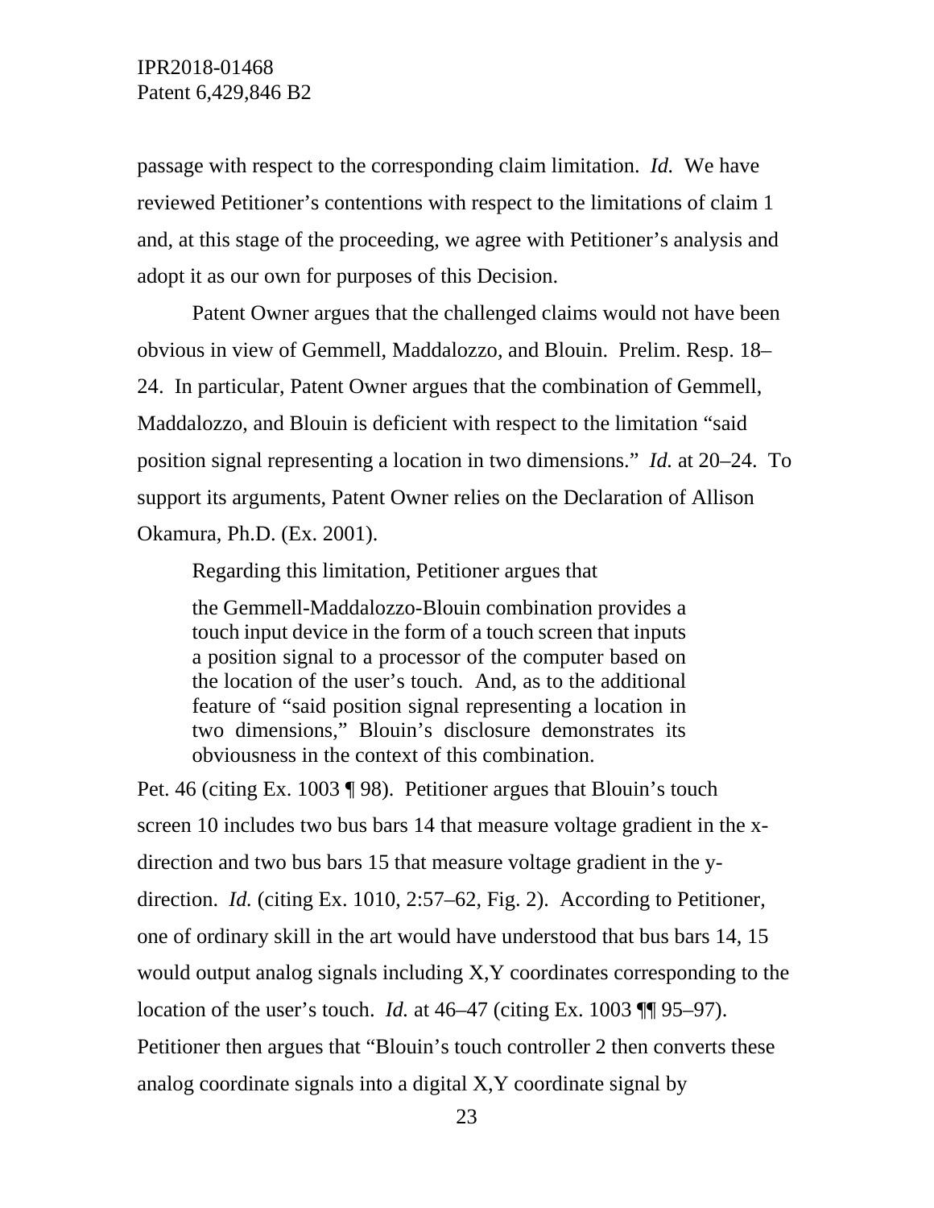passage with respect to the corresponding claim limitation. *Id.* We have reviewed Petitioner's contentions with respect to the limitations of claim 1 and, at this stage of the proceeding, we agree with Petitioner's analysis and adopt it as our own for purposes of this Decision.

Patent Owner argues that the challenged claims would not have been obvious in view of Gemmell, Maddalozzo, and Blouin. Prelim. Resp. 18–24. In particular, Patent Owner argues that the combination of Gemmell, Maddalozzo, and Blouin is deficient with respect to the limitation "said position signal representing a location in two dimensions." *Id.* at 20–24. To support its arguments, Patent Owner relies on the Declaration of Allison Okamura, Ph.D. (Ex. 2001).

Regarding this limitation, Petitioner argues that

> the Gemmell-Maddalozzo-Blouin combination provides a touch input device in the form of a touch screen that inputs a position signal to a processor of the computer based on the location of the user's touch. And, as to the additional feature of "said position signal representing a location in two dimensions," Blouin's disclosure demonstrates its obviousness in the context of this combination.

Pet. 46 (citing Ex. 1003 ¶ 98). Petitioner argues that Blouin's touch screen 10 includes two bus bars 14 that measure voltage gradient in the x-direction and two bus bars 15 that measure voltage gradient in the y-direction. *Id.* (citing Ex. 1010, 2:57–62, Fig. 2). According to Petitioner, one of ordinary skill in the art would have understood that bus bars 14, 15 would output analog signals including X,Y coordinates corresponding to the location of the user's touch. *Id.* at 46–47 (citing Ex. 1003 ¶¶ 95–97). Petitioner then argues that "Blouin's touch controller 2 then converts these analog coordinate signals into a digital X,Y coordinate signal by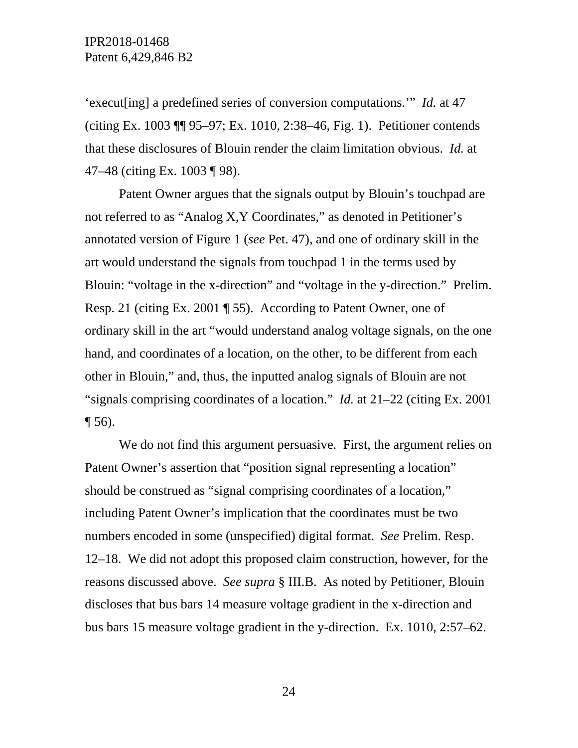'execut[ing] a predefined series of conversion computations.'" *Id.* at 47 (citing Ex. 1003 ¶¶ 95–97; Ex. 1010, 2:38–46, Fig. 1). Petitioner contends that these disclosures of Blouin render the claim limitation obvious. *Id.* at 47–48 (citing Ex. 1003 ¶ 98).

Patent Owner argues that the signals output by Blouin's touchpad are not referred to as "Analog X,Y Coordinates," as denoted in Petitioner's annotated version of Figure 1 (*see* Pet. 47), and one of ordinary skill in the art would understand the signals from touchpad 1 in the terms used by Blouin: "voltage in the x-direction" and "voltage in the y-direction." Prelim. Resp. 21 (citing Ex. 2001 ¶ 55). According to Patent Owner, one of ordinary skill in the art "would understand analog voltage signals, on the one hand, and coordinates of a location, on the other, to be different from each other in Blouin," and, thus, the inputted analog signals of Blouin are not "signals comprising coordinates of a location." *Id.* at 21–22 (citing Ex. 2001 ¶ 56).

We do not find this argument persuasive. First, the argument relies on Patent Owner's assertion that "position signal representing a location" should be construed as "signal comprising coordinates of a location," including Patent Owner's implication that the coordinates must be two numbers encoded in some (unspecified) digital format. *See* Prelim. Resp. 12–18. We did not adopt this proposed claim construction, however, for the reasons discussed above. *See supra* § III.B. As noted by Petitioner, Blouin discloses that bus bars 14 measure voltage gradient in the x-direction and bus bars 15 measure voltage gradient in the y-direction. Ex. 1010, 2:57–62.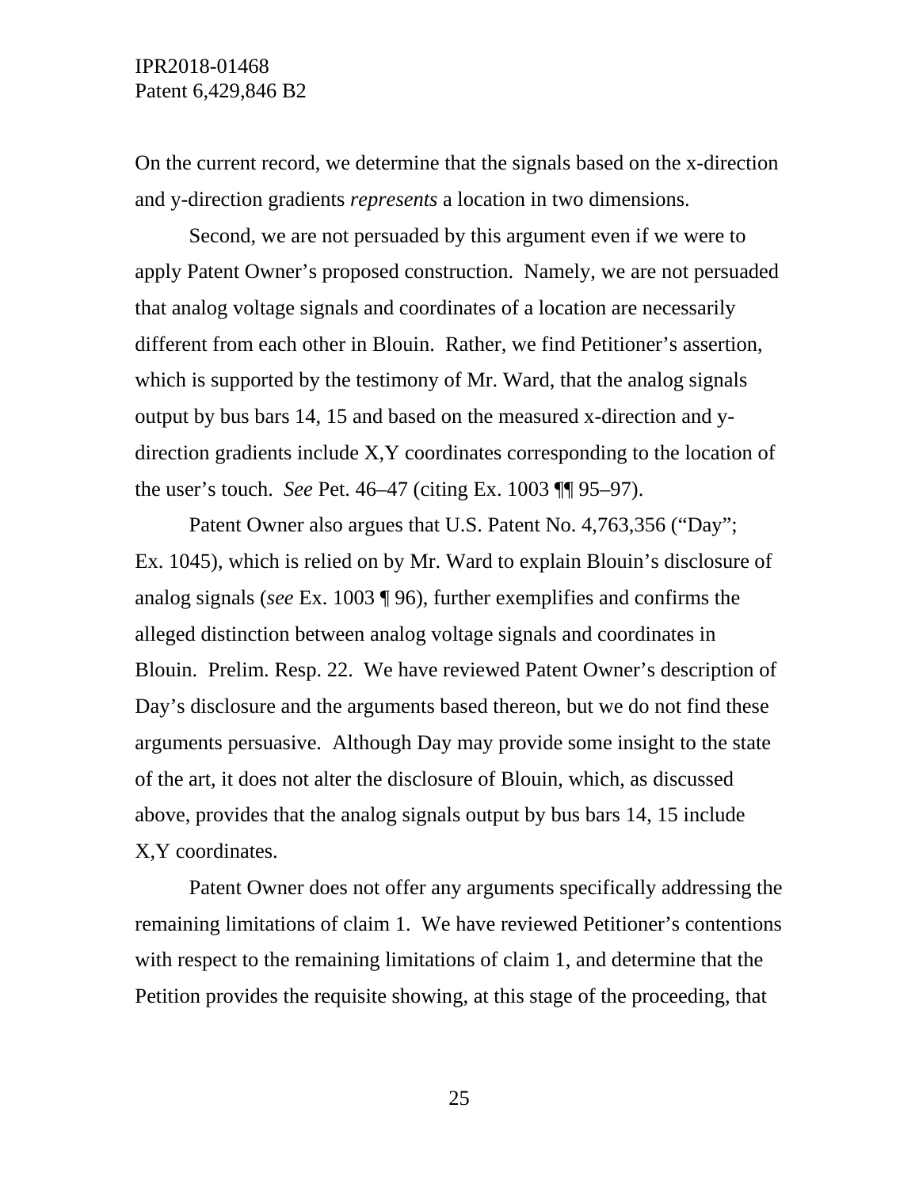On the current record, we determine that the signals based on the x-direction and y-direction gradients *represents* a location in two dimensions.

Second, we are not persuaded by this argument even if we were to apply Patent Owner's proposed construction. Namely, we are not persuaded that analog voltage signals and coordinates of a location are necessarily different from each other in Blouin. Rather, we find Petitioner's assertion, which is supported by the testimony of Mr. Ward, that the analog signals output by bus bars 14, 15 and based on the measured x-direction and y-direction gradients include X,Y coordinates corresponding to the location of the user's touch. *See* Pet. 46–47 (citing Ex. 1003 ¶¶ 95–97).

Patent Owner also argues that U.S. Patent No. 4,763,356 ("Day"; Ex. 1045), which is relied on by Mr. Ward to explain Blouin's disclosure of analog signals (*see* Ex. 1003 ¶ 96), further exemplifies and confirms the alleged distinction between analog voltage signals and coordinates in Blouin. Prelim. Resp. 22. We have reviewed Patent Owner's description of Day's disclosure and the arguments based thereon, but we do not find these arguments persuasive. Although Day may provide some insight to the state of the art, it does not alter the disclosure of Blouin, which, as discussed above, provides that the analog signals output by bus bars 14, 15 include X,Y coordinates.

Patent Owner does not offer any arguments specifically addressing the remaining limitations of claim 1. We have reviewed Petitioner's contentions with respect to the remaining limitations of claim 1, and determine that the Petition provides the requisite showing, at this stage of the proceeding, that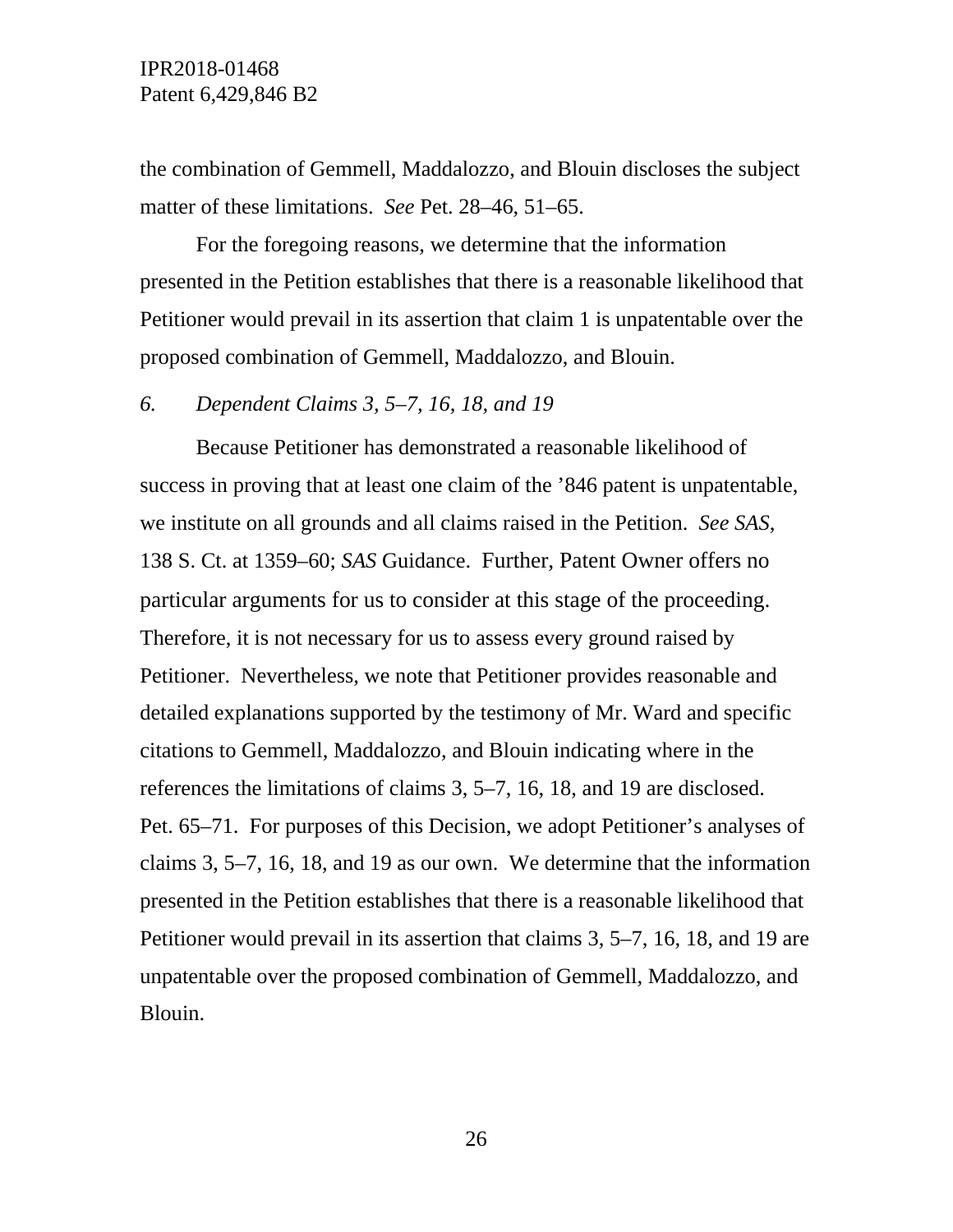the combination of Gemmell, Maddalozzo, and Blouin discloses the subject matter of these limitations. *See* Pet. 28–46, 51–65.

For the foregoing reasons, we determine that the information presented in the Petition establishes that there is a reasonable likelihood that Petitioner would prevail in its assertion that claim 1 is unpatentable over the proposed combination of Gemmell, Maddalozzo, and Blouin.

### *6. Dependent Claims 3, 5–7, 16, 18, and 19*

Because Petitioner has demonstrated a reasonable likelihood of success in proving that at least one claim of the ’846 patent is unpatentable, we institute on all grounds and all claims raised in the Petition. *See SAS*, 138 S. Ct. at 1359–60; *SAS* Guidance. Further, Patent Owner offers no particular arguments for us to consider at this stage of the proceeding. Therefore, it is not necessary for us to assess every ground raised by Petitioner. Nevertheless, we note that Petitioner provides reasonable and detailed explanations supported by the testimony of Mr. Ward and specific citations to Gemmell, Maddalozzo, and Blouin indicating where in the references the limitations of claims 3, 5–7, 16, 18, and 19 are disclosed. Pet. 65–71. For purposes of this Decision, we adopt Petitioner’s analyses of claims 3, 5–7, 16, 18, and 19 as our own. We determine that the information presented in the Petition establishes that there is a reasonable likelihood that Petitioner would prevail in its assertion that claims 3, 5–7, 16, 18, and 19 are unpatentable over the proposed combination of Gemmell, Maddalozzo, and Blouin.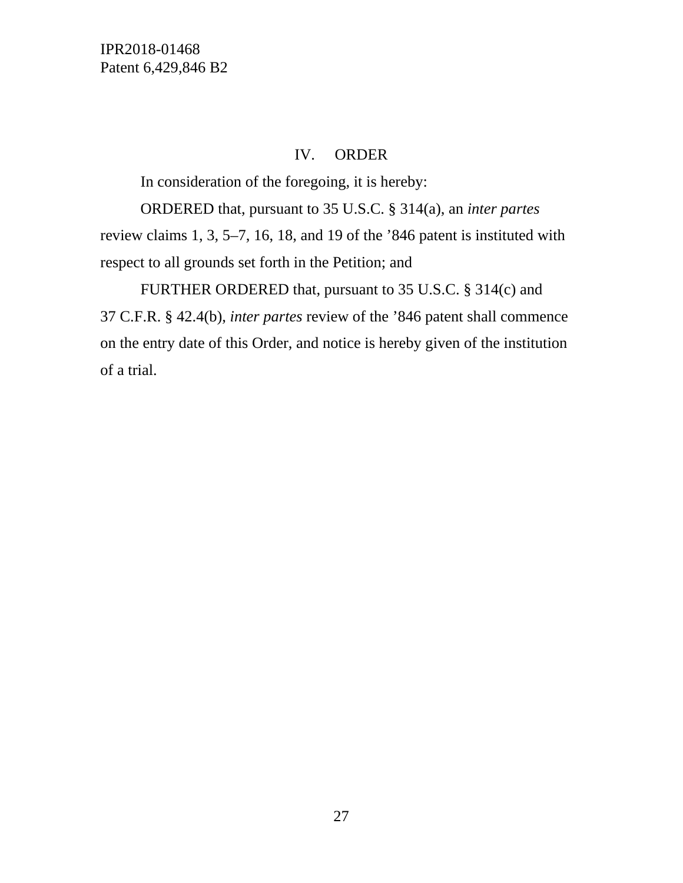## IV. ORDER

In consideration of the foregoing, it is hereby:

ORDERED that, pursuant to 35 U.S.C. § 314(a), an *inter partes* review claims 1, 3, 5–7, 16, 18, and 19 of the ’846 patent is instituted with respect to all grounds set forth in the Petition; and

FURTHER ORDERED that, pursuant to 35 U.S.C. § 314(c) and 37 C.F.R. § 42.4(b), *inter partes* review of the ’846 patent shall commence on the entry date of this Order, and notice is hereby given of the institution of a trial.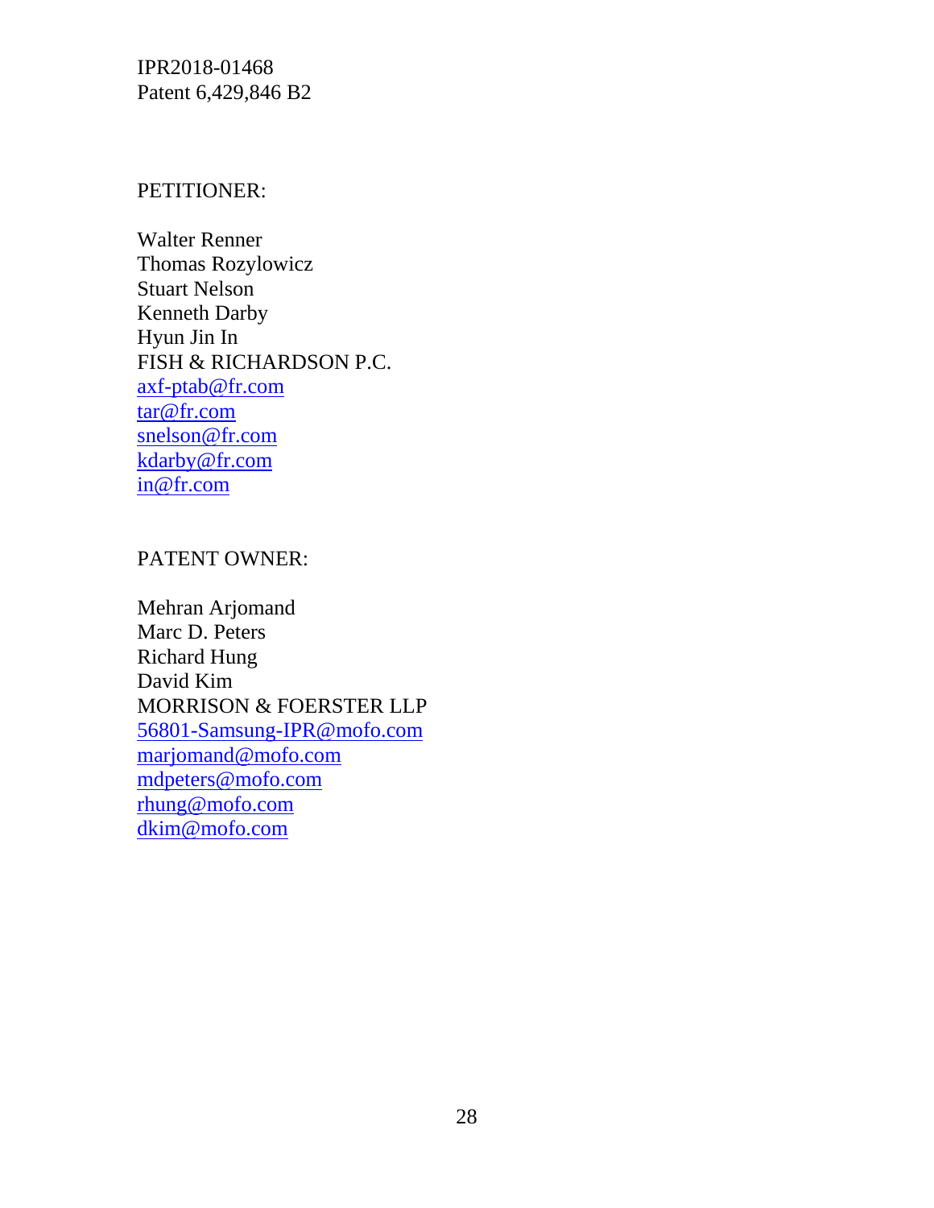PETITIONER:

Walter Renner
Thomas Rozylowicz
Stuart Nelson
Kenneth Darby
Hyun Jin In
FISH & RICHARDSON P.C.
axf-ptab@fr.com
tar@fr.com
snelson@fr.com
kdarby@fr.com
in@fr.com

PATENT OWNER:

Mehran Arjomand
Marc D. Peters
Richard Hung
David Kim
MORRISON & FOERSTER LLP
56801-Samsung-IPR@mofo.com
marjomand@mofo.com
mdpeters@mofo.com
rhung@mofo.com
dkim@mofo.com